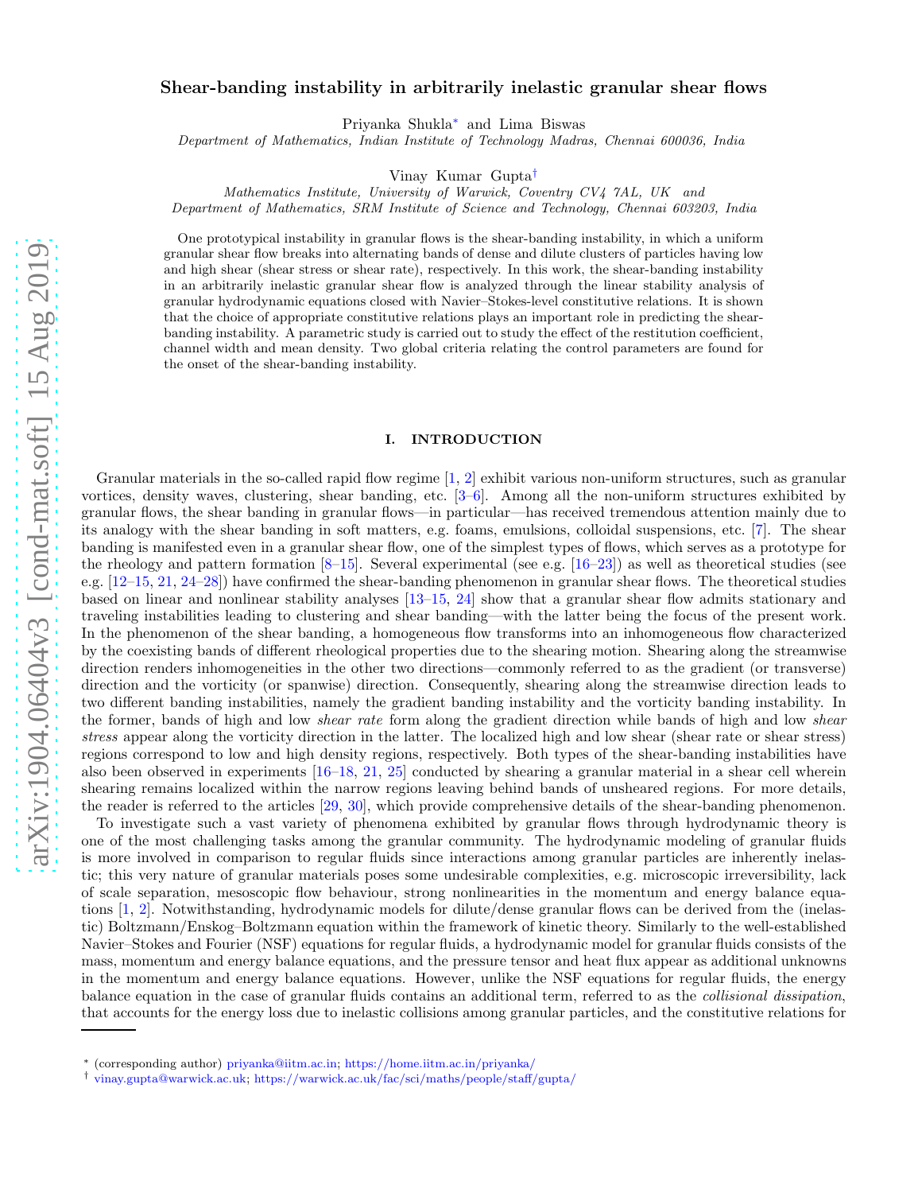# Shear-banding instability in arbitrarily inelastic granular shear flows

Priyanka Shukla* and Lima Biswas

*Department of Mathematics, Indian Institute of Technology Madras, Chennai 600036, India*

Vinay Kumar Gupta†

*Mathematics Institute, University of Warwick, Coventry CV4 7AL, UK and*
*Department of Mathematics, SRM Institute of Science and Technology, Chennai 603203, India*

One prototypical instability in granular flows is the shear-banding instability, in which a uniform granular shear flow breaks into alternating bands of dense and dilute clusters of particles having low and high shear (shear stress or shear rate), respectively. In this work, the shear-banding instability in an arbitrarily inelastic granular shear flow is analyzed through the linear stability analysis of granular hydrodynamic equations closed with Navier–Stokes-level constitutive relations. It is shown that the choice of appropriate constitutive relations plays an important role in predicting the shear-banding instability. A parametric study is carried out to study the effect of the restitution coefficient, channel width and mean density. Two global criteria relating the control parameters are found for the onset of the shear-banding instability.

## I. INTRODUCTION

Granular materials in the so-called rapid flow regime [1, 2] exhibit various non-uniform structures, such as granular vortices, density waves, clustering, shear banding, etc. [3–6]. Among all the non-uniform structures exhibited by granular flows, the shear banding in granular flows—in particular—has received tremendous attention mainly due to its analogy with the shear banding in soft matters, e.g. foams, emulsions, colloidal suspensions, etc. [7]. The shear banding is manifested even in a granular shear flow, one of the simplest types of flows, which serves as a prototype for the rheology and pattern formation [8–15]. Several experimental (see e.g. [16–23]) as well as theoretical studies (see e.g. [12–15, 21, 24–28]) have confirmed the shear-banding phenomenon in granular shear flows. The theoretical studies based on linear and nonlinear stability analyses [13–15, 24] show that a granular shear flow admits stationary and traveling instabilities leading to clustering and shear banding—with the latter being the focus of the present work. In the phenomenon of the shear banding, a homogeneous flow transforms into an inhomogeneous flow characterized by the coexisting bands of different rheological properties due to the shearing motion. Shearing along the streamwise direction renders inhomogeneities in the other two directions—commonly referred to as the gradient (or transverse) direction and the vorticity (or spanwise) direction. Consequently, shearing along the streamwise direction leads to two different banding instabilities, namely the gradient banding instability and the vorticity banding instability. In the former, bands of high and low *shear rate* form along the gradient direction while bands of high and low *shear stress* appear along the vorticity direction in the latter. The localized high and low shear (shear rate or shear stress) regions correspond to low and high density regions, respectively. Both types of the shear-banding instabilities have also been observed in experiments [16–18, 21, 25] conducted by shearing a granular material in a shear cell wherein shearing remains localized within the narrow regions leaving behind bands of unsheared regions. For more details, the reader is referred to the articles [29, 30], which provide comprehensive details of the shear-banding phenomenon.

To investigate such a vast variety of phenomena exhibited by granular flows through hydrodynamic theory is one of the most challenging tasks among the granular community. The hydrodynamic modeling of granular fluids is more involved in comparison to regular fluids since interactions among granular particles are inherently inelastic; this very nature of granular materials poses some undesirable complexities, e.g. microscopic irreversibility, lack of scale separation, mesoscopic flow behaviour, strong nonlinearities in the momentum and energy balance equations [1, 2]. Notwithstanding, hydrodynamic models for dilute/dense granular flows can be derived from the (inelastic) Boltzmann/Enskog–Boltzmann equation within the framework of kinetic theory. Similarly to the well-established Navier–Stokes and Fourier (NSF) equations for regular fluids, a hydrodynamic model for granular fluids consists of the mass, momentum and energy balance equations, and the pressure tensor and heat flux appear as additional unknowns in the momentum and energy balance equations. However, unlike the NSF equations for regular fluids, the energy balance equation in the case of granular fluids contains an additional term, referred to as the *collisional dissipation*, that accounts for the energy loss due to inelastic collisions among granular particles, and the constitutive relations for

* (corresponding author) priyanka@iitm.ac.in; https://home.iitm.ac.in/priyanka/
† vinay.gupta@warwick.ac.uk; https://warwick.ac.uk/fac/sci/maths/people/staff/gupta/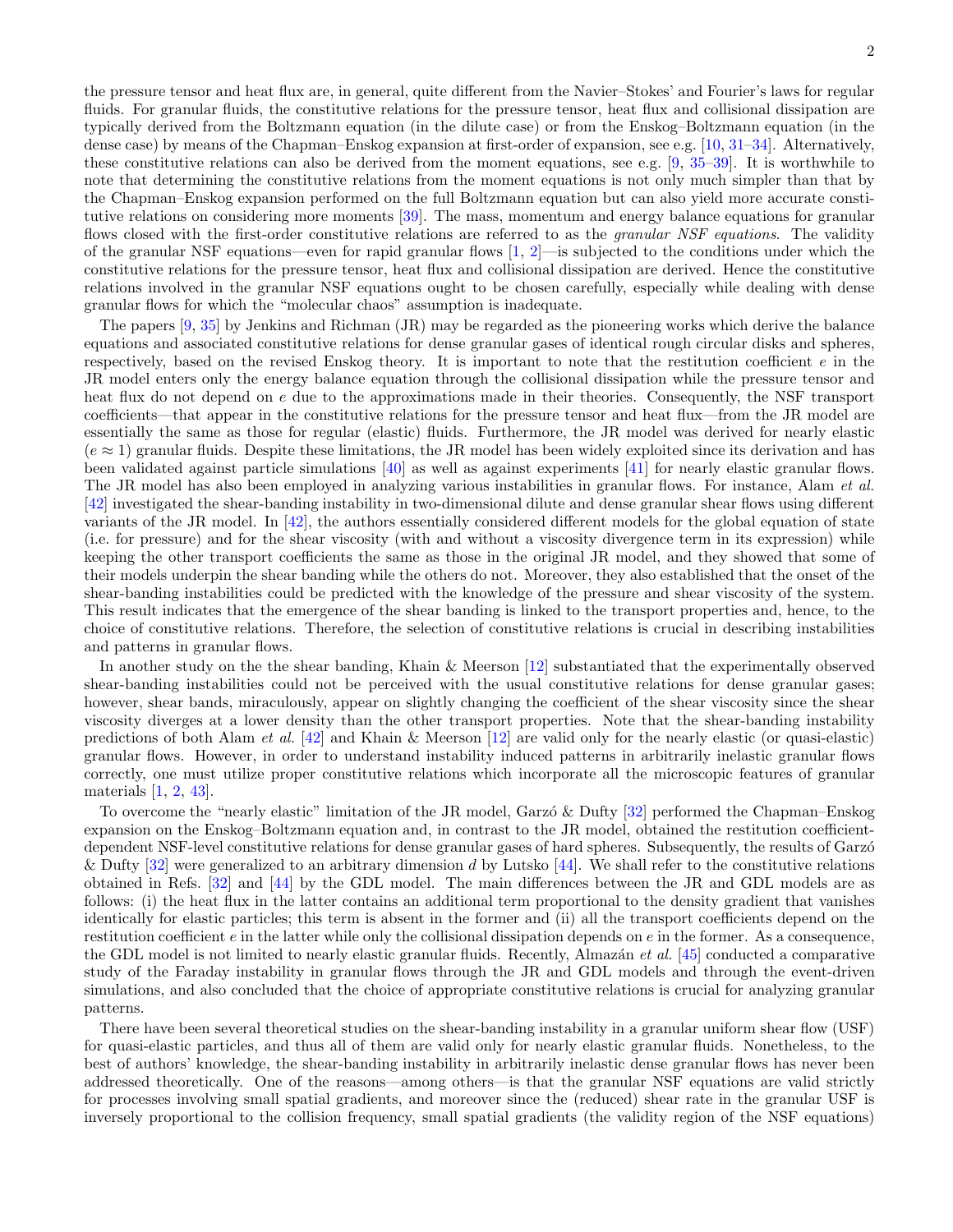the pressure tensor and heat flux are, in general, quite different from the Navier–Stokes' and Fourier's laws for regular fluids. For granular fluids, the constitutive relations for the pressure tensor, heat flux and collisional dissipation are typically derived from the Boltzmann equation (in the dilute case) or from the Enskog–Boltzmann equation (in the dense case) by means of the Chapman–Enskog expansion at first-order of expansion, see e.g. [10, 31–34]. Alternatively, these constitutive relations can also be derived from the moment equations, see e.g. [9, 35–39]. It is worthwhile to note that determining the constitutive relations from the moment equations is not only much simpler than that by the Chapman–Enskog expansion performed on the full Boltzmann equation but can also yield more accurate constitutive relations on considering more moments [39]. The mass, momentum and energy balance equations for granular flows closed with the first-order constitutive relations are referred to as the *granular NSF equations*. The validity of the granular NSF equations—even for rapid granular flows [1, 2]—is subjected to the conditions under which the constitutive relations for the pressure tensor, heat flux and collisional dissipation are derived. Hence the constitutive relations involved in the granular NSF equations ought to be chosen carefully, especially while dealing with dense granular flows for which the "molecular chaos" assumption is inadequate.

The papers [9, 35] by Jenkins and Richman (JR) may be regarded as the pioneering works which derive the balance equations and associated constitutive relations for dense granular gases of identical rough circular disks and spheres, respectively, based on the revised Enskog theory. It is important to note that the restitution coefficient $e$ in the JR model enters only the energy balance equation through the collisional dissipation while the pressure tensor and heat flux do not depend on $e$ due to the approximations made in their theories. Consequently, the NSF transport coefficients—that appear in the constitutive relations for the pressure tensor and heat flux—from the JR model are essentially the same as those for regular (elastic) fluids. Furthermore, the JR model was derived for nearly elastic ($e \approx 1$) granular fluids. Despite these limitations, the JR model has been widely exploited since its derivation and has been validated against particle simulations [40] as well as against experiments [41] for nearly elastic granular flows. The JR model has also been employed in analyzing various instabilities in granular flows. For instance, Alam *et al.* [42] investigated the shear-banding instability in two-dimensional dilute and dense granular shear flows using different variants of the JR model. In [42], the authors essentially considered different models for the global equation of state (i.e. for pressure) and for the shear viscosity (with and without a viscosity divergence term in its expression) while keeping the other transport coefficients the same as those in the original JR model, and they showed that some of their models underpin the shear banding while the others do not. Moreover, they also established that the onset of the shear-banding instabilities could be predicted with the knowledge of the pressure and shear viscosity of the system. This result indicates that the emergence of the shear banding is linked to the transport properties and, hence, to the choice of constitutive relations. Therefore, the selection of constitutive relations is crucial in describing instabilities and patterns in granular flows.

In another study on the the shear banding, Khain & Meerson [12] substantiated that the experimentally observed shear-banding instabilities could not be perceived with the usual constitutive relations for dense granular gases; however, shear bands, miraculously, appear on slightly changing the coefficient of the shear viscosity since the shear viscosity diverges at a lower density than the other transport properties. Note that the shear-banding instability predictions of both Alam *et al.* [42] and Khain & Meerson [12] are valid only for the nearly elastic (or quasi-elastic) granular flows. However, in order to understand instability induced patterns in arbitrarily inelastic granular flows correctly, one must utilize proper constitutive relations which incorporate all the microscopic features of granular materials [1, 2, 43].

To overcome the "nearly elastic" limitation of the JR model, Garzó & Dufty [32] performed the Chapman–Enskog expansion on the Enskog–Boltzmann equation and, in contrast to the JR model, obtained the restitution coefficient-dependent NSF-level constitutive relations for dense granular gases of hard spheres. Subsequently, the results of Garzó & Dufty [32] were generalized to an arbitrary dimension $d$ by Lutsko [44]. We shall refer to the constitutive relations obtained in Refs. [32] and [44] by the GDL model. The main differences between the JR and GDL models are as follows: (i) the heat flux in the latter contains an additional term proportional to the density gradient that vanishes identically for elastic particles; this term is absent in the former and (ii) all the transport coefficients depend on the restitution coefficient $e$ in the latter while only the collisional dissipation depends on $e$ in the former. As a consequence, the GDL model is not limited to nearly elastic granular fluids. Recently, Almazán *et al.* [45] conducted a comparative study of the Faraday instability in granular flows through the JR and GDL models and through the event-driven simulations, and also concluded that the choice of appropriate constitutive relations is crucial for analyzing granular patterns.

There have been several theoretical studies on the shear-banding instability in a granular uniform shear flow (USF) for quasi-elastic particles, and thus all of them are valid only for nearly elastic granular fluids. Nonetheless, to the best of authors' knowledge, the shear-banding instability in arbitrarily inelastic dense granular flows has never been addressed theoretically. One of the reasons—among others—is that the granular NSF equations are valid strictly for processes involving small spatial gradients, and moreover since the (reduced) shear rate in the granular USF is inversely proportional to the collision frequency, small spatial gradients (the validity region of the NSF equations)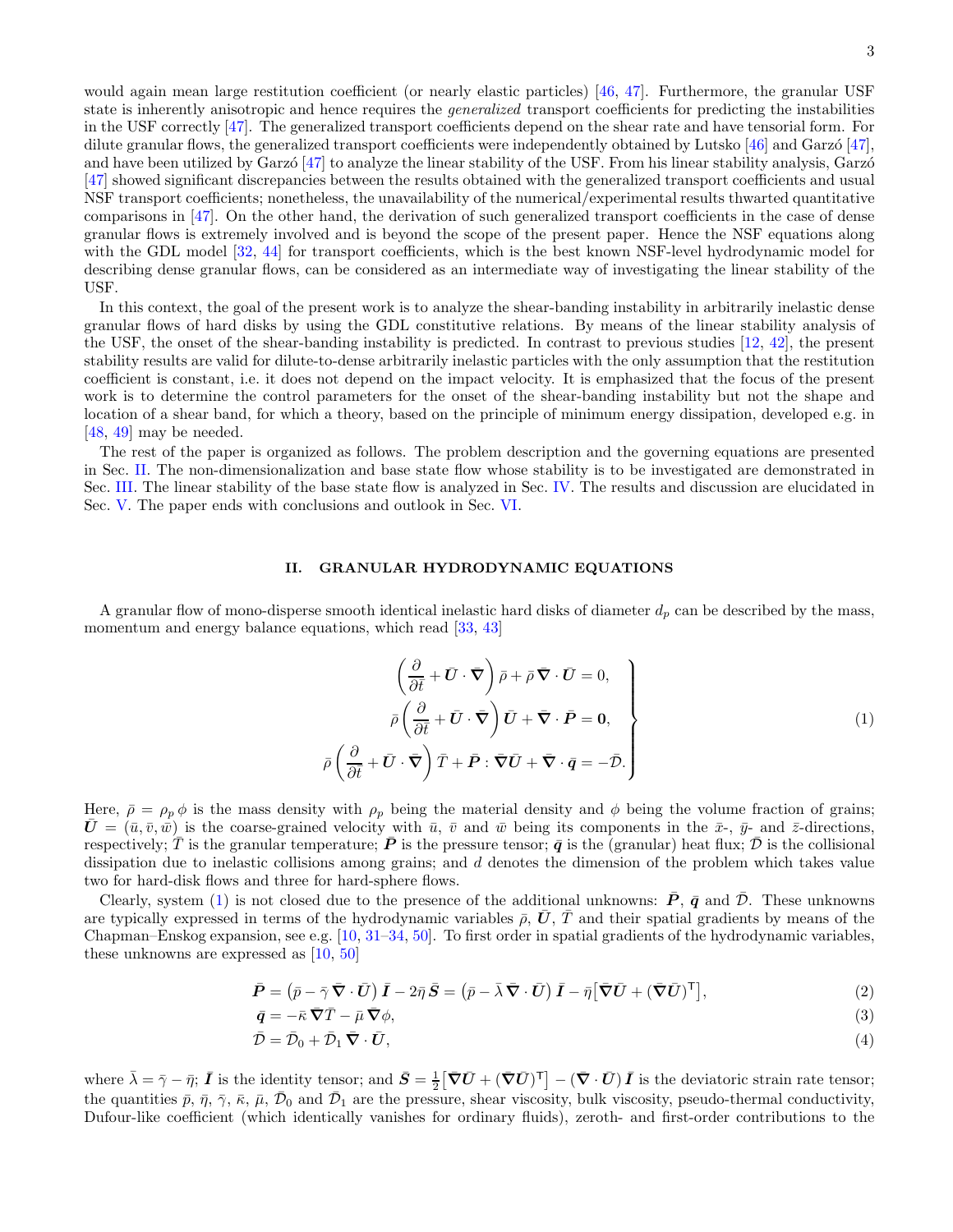would again mean large restitution coefficient (or nearly elastic particles) [46, 47]. Furthermore, the granular USF state is inherently anisotropic and hence requires the *generalized* transport coefficients for predicting the instabilities in the USF correctly [47]. The generalized transport coefficients depend on the shear rate and have tensorial form. For dilute granular flows, the generalized transport coefficients were independently obtained by Lutsko [46] and Garzó [47], and have been utilized by Garzó [47] to analyze the linear stability of the USF. From his linear stability analysis, Garzó [47] showed significant discrepancies between the results obtained with the generalized transport coefficients and usual NSF transport coefficients; nonetheless, the unavailability of the numerical/experimental results thwarted quantitative comparisons in [47]. On the other hand, the derivation of such generalized transport coefficients in the case of dense granular flows is extremely involved and is beyond the scope of the present paper. Hence the NSF equations along with the GDL model [32, 44] for transport coefficients, which is the best known NSF-level hydrodynamic model for describing dense granular flows, can be considered as an intermediate way of investigating the linear stability of the USF.

In this context, the goal of the present work is to analyze the shear-banding instability in arbitrarily inelastic dense granular flows of hard disks by using the GDL constitutive relations. By means of the linear stability analysis of the USF, the onset of the shear-banding instability is predicted. In contrast to previous studies [12, 42], the present stability results are valid for dilute-to-dense arbitrarily inelastic particles with the only assumption that the restitution coefficient is constant, i.e. it does not depend on the impact velocity. It is emphasized that the focus of the present work is to determine the control parameters for the onset of the shear-banding instability but not the shape and location of a shear band, for which a theory, based on the principle of minimum energy dissipation, developed e.g. in [48, 49] may be needed.

The rest of the paper is organized as follows. The problem description and the governing equations are presented in Sec. II. The non-dimensionalization and base state flow whose stability is to be investigated are demonstrated in Sec. III. The linear stability of the base state flow is analyzed in Sec. IV. The results and discussion are elucidated in Sec. V. The paper ends with conclusions and outlook in Sec. VI.

## II. GRANULAR HYDRODYNAMIC EQUATIONS

A granular flow of mono-disperse smooth identical inelastic hard disks of diameter $d_p$ can be described by the mass, momentum and energy balance equations, which read [33, 43]

$$\left.\begin{aligned}
\left(\frac{\partial}{\partial \bar{t}} + \bar{\boldsymbol{U}}\cdot\bar{\boldsymbol{\nabla}}\right)\bar{\rho} + \bar{\rho}\,\bar{\boldsymbol{\nabla}}\cdot\bar{\boldsymbol{U}} = 0,\\
\bar{\rho}\left(\frac{\partial}{\partial \bar{t}} + \bar{\boldsymbol{U}}\cdot\bar{\boldsymbol{\nabla}}\right)\bar{\boldsymbol{U}} + \bar{\boldsymbol{\nabla}}\cdot\bar{\boldsymbol{P}} = \boldsymbol{0},\\
\bar{\rho}\left(\frac{\partial}{\partial \bar{t}} + \bar{\boldsymbol{U}}\cdot\bar{\boldsymbol{\nabla}}\right)\bar{T} + \bar{\boldsymbol{P}} : \bar{\boldsymbol{\nabla}}\bar{\boldsymbol{U}} + \bar{\boldsymbol{\nabla}}\cdot\bar{\boldsymbol{q}} = -\bar{\mathcal{D}}.
\end{aligned}\right\} \tag{1}$$

Here, $\bar{\rho} = \rho_p\,\phi$ is the mass density with $\rho_p$ being the material density and $\phi$ being the volume fraction of grains; $\bar{\boldsymbol{U}} = (\bar{u}, \bar{v}, \bar{w})$ is the coarse-grained velocity with $\bar{u}$, $\bar{v}$ and $\bar{w}$ being its components in the $\bar{x}$-, $\bar{y}$- and $\bar{z}$-directions, respectively; $\bar{T}$ is the granular temperature; $\bar{\boldsymbol{P}}$ is the pressure tensor; $\bar{\boldsymbol{q}}$ is the (granular) heat flux; $\bar{\mathcal{D}}$ is the collisional dissipation due to inelastic collisions among grains; and $d$ denotes the dimension of the problem which takes value two for hard-disk flows and three for hard-sphere flows.

Clearly, system (1) is not closed due to the presence of the additional unknowns: $\bar{\boldsymbol{P}}$, $\bar{\boldsymbol{q}}$ and $\bar{\mathcal{D}}$. These unknowns are typically expressed in terms of the hydrodynamic variables $\bar{\rho}$, $\bar{\boldsymbol{U}}$, $\bar{T}$ and their spatial gradients by means of the Chapman–Enskog expansion, see e.g. [10, 31–34, 50]. To first order in spatial gradients of the hydrodynamic variables, these unknowns are expressed as [10, 50]

$$\bar{\boldsymbol{P}} = \left(\bar{p} - \bar{\gamma}\,\bar{\boldsymbol{\nabla}}\cdot\bar{\boldsymbol{U}}\right)\bar{\boldsymbol{I}} - 2\bar{\eta}\,\bar{\boldsymbol{S}} = \left(\bar{p} - \bar{\lambda}\,\bar{\boldsymbol{\nabla}}\cdot\bar{\boldsymbol{U}}\right)\bar{\boldsymbol{I}} - \bar{\eta}\big[\bar{\boldsymbol{\nabla}}\bar{\boldsymbol{U}} + (\bar{\boldsymbol{\nabla}}\bar{\boldsymbol{U}})^{\mathsf{T}}\big], \tag{2}$$

$$\bar{\boldsymbol{q}} = -\bar{\kappa}\,\bar{\boldsymbol{\nabla}}\bar{T} - \bar{\mu}\,\bar{\boldsymbol{\nabla}}\phi, \tag{3}$$

$$\bar{\mathcal{D}} = \bar{\mathcal{D}}_0 + \bar{\mathcal{D}}_1\,\bar{\boldsymbol{\nabla}}\cdot\bar{\boldsymbol{U}}, \tag{4}$$

where $\bar{\lambda} = \bar{\gamma} - \bar{\eta}$; $\bar{\boldsymbol{I}}$ is the identity tensor; and $\bar{\boldsymbol{S}} = \frac{1}{2}\big[\bar{\boldsymbol{\nabla}}\bar{\boldsymbol{U}} + (\bar{\boldsymbol{\nabla}}\bar{\boldsymbol{U}})^{\mathsf{T}}\big] - (\bar{\boldsymbol{\nabla}}\cdot\bar{\boldsymbol{U}})\,\bar{\boldsymbol{I}}$ is the deviatoric strain rate tensor; the quantities $\bar{p}$, $\bar{\eta}$, $\bar{\gamma}$, $\bar{\kappa}$, $\bar{\mu}$, $\bar{\mathcal{D}}_0$ and $\bar{\mathcal{D}}_1$ are the pressure, shear viscosity, bulk viscosity, pseudo-thermal conductivity, Dufour-like coefficient (which identically vanishes for ordinary fluids), zeroth- and first-order contributions to the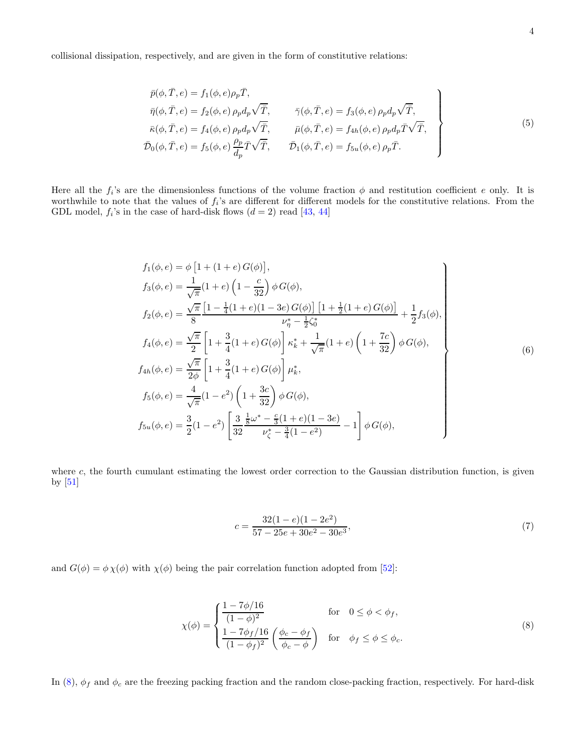collisional dissipation, respectively, and are given in the form of constitutive relations:

$$
\left.
\begin{aligned}
\bar{p}(\phi, \bar{T}, e) &= f_1(\phi, e)\rho_p \bar{T}, \\
\bar{\eta}(\phi, \bar{T}, e) &= f_2(\phi, e)\, \rho_p d_p \sqrt{\bar{T}}, \qquad \bar{\gamma}(\phi, \bar{T}, e) = f_3(\phi, e)\, \rho_p d_p \sqrt{\bar{T}}, \\
\bar{\kappa}(\phi, \bar{T}, e) &= f_4(\phi, e)\, \rho_p d_p \sqrt{\bar{T}}, \qquad \bar{\mu}(\phi, \bar{T}, e) = f_{4h}(\phi, e)\, \rho_p d_p \bar{T} \sqrt{\bar{T}}, \\
\bar{\mathcal{D}}_0(\phi, \bar{T}, e) &= f_5(\phi, e)\, \frac{\rho_p}{d_p} \bar{T} \sqrt{\bar{T}}, \qquad \bar{\mathcal{D}}_1(\phi, \bar{T}, e) = f_{5u}(\phi, e)\, \rho_p \bar{T}.
\end{aligned}
\right\}
\tag{5}
$$

Here all the $f_i$'s are the dimensionless functions of the volume fraction $\phi$ and restitution coefficient $e$ only. It is worthwhile to note that the values of $f_i$'s are different for different models for the constitutive relations. From the GDL model, $f_i$'s in the case of hard-disk flows ($d = 2$) read [43, 44]

$$
\left.
\begin{aligned}
f_1(\phi, e) &= \phi \left[1 + (1+e)\, G(\phi)\right], \\
f_3(\phi, e) &= \frac{1}{\sqrt{\pi}}(1+e)\left(1 - \frac{c}{32}\right)\phi\, G(\phi), \\
f_2(\phi, e) &= \frac{\sqrt{\pi}}{8} \frac{\left[1 - \frac{1}{4}(1+e)(1-3e)\, G(\phi)\right]\left[1 + \frac{1}{2}(1+e)\, G(\phi)\right]}{\nu_\eta^* - \frac{1}{2}\zeta_0^*} + \frac{1}{2} f_3(\phi), \\
f_4(\phi, e) &= \frac{\sqrt{\pi}}{2}\left[1 + \frac{3}{4}(1+e)\, G(\phi)\right]\kappa_k^* + \frac{1}{\sqrt{\pi}}(1+e)\left(1 + \frac{7c}{32}\right)\phi\, G(\phi), \\
f_{4h}(\phi, e) &= \frac{\sqrt{\pi}}{2\phi}\left[1 + \frac{3}{4}(1+e)\, G(\phi)\right]\mu_k^*, \\
f_5(\phi, e) &= \frac{4}{\sqrt{\pi}}(1-e^2)\left(1 + \frac{3c}{32}\right)\phi\, G(\phi), \\
f_{5u}(\phi, e) &= \frac{3}{2}(1-e^2)\left[\frac{3}{32}\frac{\frac{1}{8}\omega^* - \frac{c}{3}(1+e)(1-3e)}{\nu_\zeta^* - \frac{3}{4}(1-e^2)} - 1\right]\phi\, G(\phi),
\end{aligned}
\right\}
\tag{6}
$$

where $c$, the fourth cumulant estimating the lowest order correction to the Gaussian distribution function, is given by [51]

$$
c = \frac{32(1-e)(1-2e^2)}{57 - 25e + 30e^2 - 30e^3},
\tag{7}
$$

and $G(\phi) = \phi\, \chi(\phi)$ with $\chi(\phi)$ being the pair correlation function adopted from [52]:

$$
\chi(\phi) = 
\begin{cases}
\dfrac{1 - 7\phi/16}{(1-\phi)^2} & \text{for} \quad 0 \le \phi < \phi_f, \\[2ex]
\dfrac{1 - 7\phi_f/16}{(1-\phi_f)^2}\left(\dfrac{\phi_c - \phi_f}{\phi_c - \phi}\right) & \text{for} \quad \phi_f \le \phi \le \phi_c.
\end{cases}
\tag{8}
$$

In (8), $\phi_f$ and $\phi_c$ are the freezing packing fraction and the random close-packing fraction, respectively. For hard-disk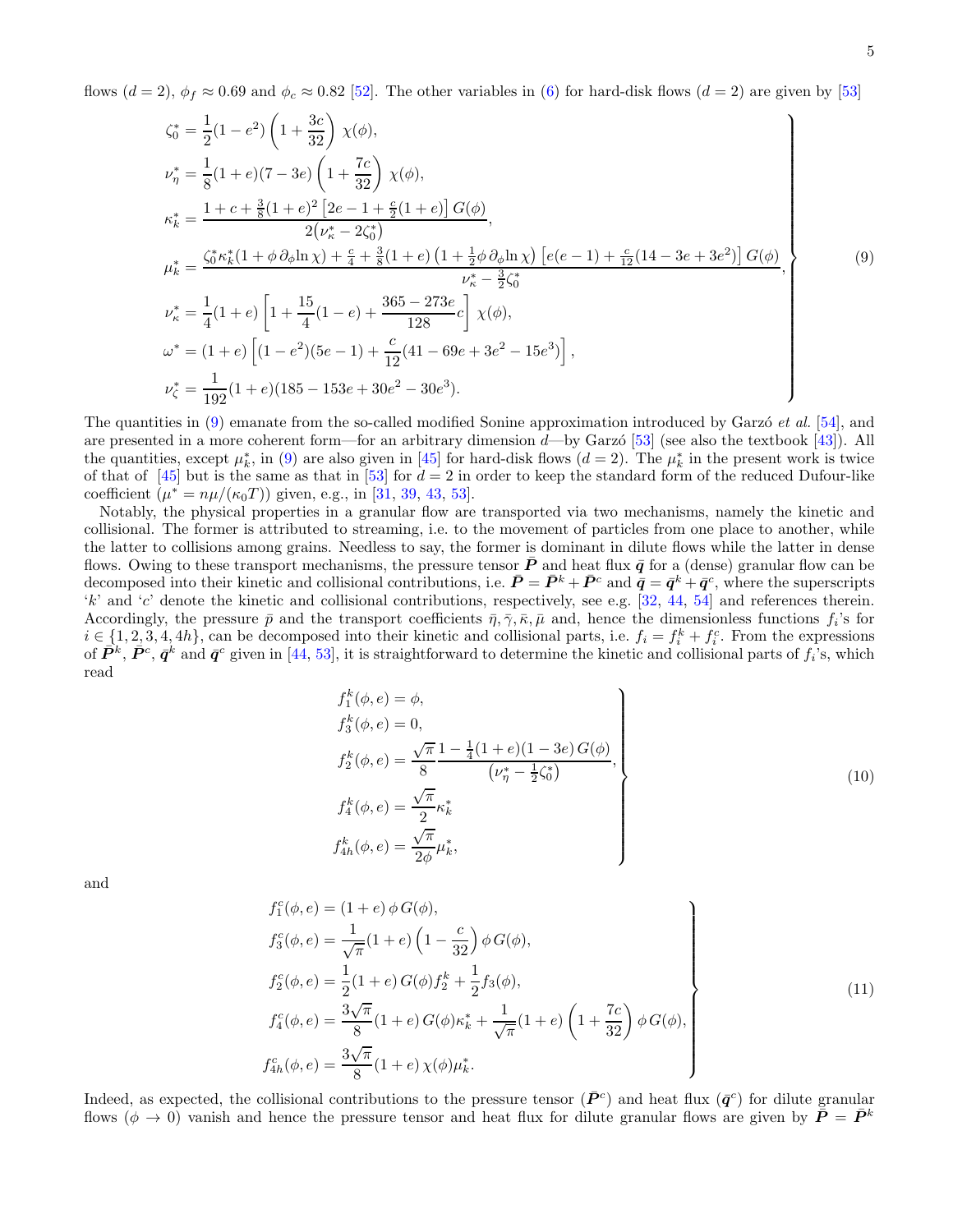flows ($d = 2$), $\phi_f \approx 0.69$ and $\phi_c \approx 0.82$ [52]. The other variables in (6) for hard-disk flows ($d = 2$) are given by [53]

$$
\left.
\begin{aligned}
\zeta_0^* &= \frac{1}{2}(1-e^2)\left(1+\frac{3c}{32}\right)\chi(\phi),\\
\nu_\eta^* &= \frac{1}{8}(1+e)(7-3e)\left(1+\frac{7c}{32}\right)\chi(\phi),\\
\kappa_k^* &= \frac{1+c+\frac{3}{8}(1+e)^2\left[2e-1+\frac{c}{2}(1+e)\right]G(\phi)}{2\left(\nu_\kappa^*-2\zeta_0^*\right)},\\
\mu_k^* &= \frac{\zeta_0^*\kappa_k^*(1+\phi\,\partial_\phi \ln\chi)+\frac{c}{4}+\frac{3}{8}(1+e)\left(1+\frac{1}{2}\phi\,\partial_\phi\ln\chi\right)\left[e(e-1)+\frac{c}{12}(14-3e+3e^2)\right]G(\phi)}{\nu_\kappa^*-\frac{3}{2}\zeta_0^*},\\
\nu_\kappa^* &= \frac{1}{4}(1+e)\left[1+\frac{15}{4}(1-e)+\frac{365-273e}{128}c\right]\chi(\phi),\\
\omega^* &= (1+e)\left[(1-e^2)(5e-1)+\frac{c}{12}(41-69e+3e^2-15e^3)\right],\\
\nu_\zeta^* &= \frac{1}{192}(1+e)(185-153e+30e^2-30e^3).
\end{aligned}
\right\}
\tag{9}
$$

The quantities in (9) emanate from the so-called modified Sonine approximation introduced by Garzó *et al.* [54], and are presented in a more coherent form—for an arbitrary dimension $d$—by Garzó [53] (see also the textbook [43]). All the quantities, except $\mu_k^*$, in (9) are also given in [45] for hard-disk flows ($d = 2$). The $\mu_k^*$ in the present work is twice of that of [45] but is the same as that in [53] for $d = 2$ in order to keep the standard form of the reduced Dufour-like coefficient ($\mu^* = n\mu/(\kappa_0 T)$) given, e.g., in [31, 39, 43, 53].

Notably, the physical properties in a granular flow are transported via two mechanisms, namely the kinetic and collisional. The former is attributed to streaming, i.e. to the movement of particles from one place to another, while the latter to collisions among grains. Needless to say, the former is dominant in dilute flows while the latter in dense flows. Owing to these transport mechanisms, the pressure tensor $\bar{\boldsymbol{P}}$ and heat flux $\bar{\boldsymbol{q}}$ for a (dense) granular flow can be decomposed into their kinetic and collisional contributions, i.e. $\bar{\boldsymbol{P}} = \bar{\boldsymbol{P}}^k + \bar{\boldsymbol{P}}^c$ and $\bar{\boldsymbol{q}} = \bar{\boldsymbol{q}}^k + \bar{\boldsymbol{q}}^c$, where the superscripts '$k$' and '$c$' denote the kinetic and collisional contributions, respectively, see e.g. [32, 44, 54] and references therein. Accordingly, the pressure $\bar{p}$ and the transport coefficients $\bar{\eta}, \bar{\gamma}, \bar{\kappa}, \bar{\mu}$ and, hence the dimensionless functions $f_i$'s for $i \in \{1, 2, 3, 4, 4h\}$, can be decomposed into their kinetic and collisional parts, i.e. $f_i = f_i^k + f_i^c$. From the expressions of $\bar{\boldsymbol{P}}^k$, $\bar{\boldsymbol{P}}^c$, $\bar{\boldsymbol{q}}^k$ and $\bar{\boldsymbol{q}}^c$ given in [44, 53], it is straightforward to determine the kinetic and collisional parts of $f_i$'s, which read

$$
\left.
\begin{aligned}
f_1^k(\phi,e) &= \phi,\\
f_3^k(\phi,e) &= 0,\\
f_2^k(\phi,e) &= \frac{\sqrt{\pi}}{8}\frac{1-\frac{1}{4}(1+e)(1-3e)\,G(\phi)}{\left(\nu_\eta^*-\frac{1}{2}\zeta_0^*\right)},\\
f_4^k(\phi,e) &= \frac{\sqrt{\pi}}{2}\kappa_k^*\\
f_{4h}^k(\phi,e) &= \frac{\sqrt{\pi}}{2\phi}\mu_k^*,
\end{aligned}
\right\}
\tag{10}
$$

and

$$
\left.
\begin{aligned}
f_1^c(\phi,e) &= (1+e)\,\phi\,G(\phi),\\
f_3^c(\phi,e) &= \frac{1}{\sqrt{\pi}}(1+e)\left(1-\frac{c}{32}\right)\phi\,G(\phi),\\
f_2^c(\phi,e) &= \frac{1}{2}(1+e)\,G(\phi)f_2^k+\frac{1}{2}f_3(\phi),\\
f_4^c(\phi,e) &= \frac{3\sqrt{\pi}}{8}(1+e)\,G(\phi)\kappa_k^*+\frac{1}{\sqrt{\pi}}(1+e)\left(1+\frac{7c}{32}\right)\phi\,G(\phi),\\
f_{4h}^c(\phi,e) &= \frac{3\sqrt{\pi}}{8}(1+e)\,\chi(\phi)\mu_k^*.
\end{aligned}
\right\}
\tag{11}
$$

Indeed, as expected, the collisional contributions to the pressure tensor ($\bar{\boldsymbol{P}}^c$) and heat flux ($\bar{\boldsymbol{q}}^c$) for dilute granular flows ($\phi \to 0$) vanish and hence the pressure tensor and heat flux for dilute granular flows are given by $\bar{\boldsymbol{P}} = \bar{\boldsymbol{P}}^k$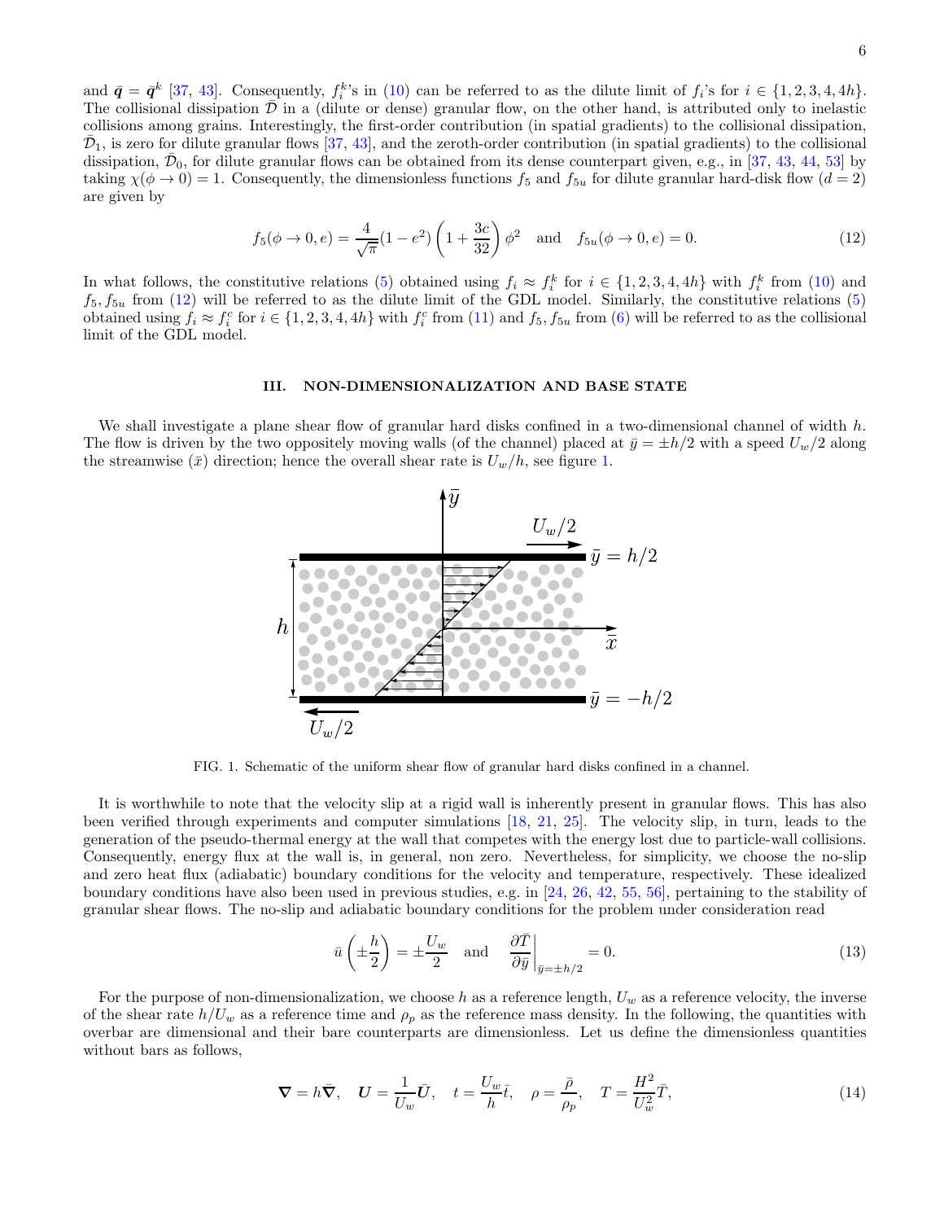and $\bar{\boldsymbol{q}} = \bar{\boldsymbol{q}}^k$ [37, 43]. Consequently, $f_i^k$'s in (10) can be referred to as the dilute limit of $f_i$'s for $i \in \{1, 2, 3, 4, 4h\}$. The collisional dissipation $\bar{\mathcal{D}}$ in a (dilute or dense) granular flow, on the other hand, is attributed only to inelastic collisions among grains. Interestingly, the first-order contribution (in spatial gradients) to the collisional dissipation, $\bar{\mathcal{D}}_1$, is zero for dilute granular flows [37, 43], and the zeroth-order contribution (in spatial gradients) to the collisional dissipation, $\bar{\mathcal{D}}_0$, for dilute granular flows can be obtained from its dense counterpart given, e.g., in [37, 43, 44, 53] by taking $\chi(\phi \to 0) = 1$. Consequently, the dimensionless functions $f_5$ and $f_{5u}$ for dilute granular hard-disk flow ($d = 2$) are given by

$$f_5(\phi \to 0, e) = \frac{4}{\sqrt{\pi}}(1 - e^2)\left(1 + \frac{3c}{32}\right)\phi^2 \quad \text{and} \quad f_{5u}(\phi \to 0, e) = 0. \tag{12}$$

In what follows, the constitutive relations (5) obtained using $f_i \approx f_i^k$ for $i \in \{1, 2, 3, 4, 4h\}$ with $f_i^k$ from (10) and $f_5, f_{5u}$ from (12) will be referred to as the dilute limit of the GDL model. Similarly, the constitutive relations (5) obtained using $f_i \approx f_i^c$ for $i \in \{1, 2, 3, 4, 4h\}$ with $f_i^c$ from (11) and $f_5, f_{5u}$ from (6) will be referred to as the collisional limit of the GDL model.

## III. NON-DIMENSIONALIZATION AND BASE STATE

We shall investigate a plane shear flow of granular hard disks confined in a two-dimensional channel of width $h$. The flow is driven by the two oppositely moving walls (of the channel) placed at $\bar{y} = \pm h/2$ with a speed $U_w/2$ along the streamwise ($\bar{x}$) direction; hence the overall shear rate is $U_w/h$, see figure 1.

FIG. 1. Schematic of the uniform shear flow of granular hard disks confined in a channel.

It is worthwhile to note that the velocity slip at a rigid wall is inherently present in granular flows. This has also been verified through experiments and computer simulations [18, 21, 25]. The velocity slip, in turn, leads to the generation of the pseudo-thermal energy at the wall that competes with the energy lost due to particle-wall collisions. Consequently, energy flux at the wall is, in general, non zero. Nevertheless, for simplicity, we choose the no-slip and zero heat flux (adiabatic) boundary conditions for the velocity and temperature, respectively. These idealized boundary conditions have also been used in previous studies, e.g. in [24, 26, 42, 55, 56], pertaining to the stability of granular shear flows. The no-slip and adiabatic boundary conditions for the problem under consideration read

$$\bar{u}\left(\pm\frac{h}{2}\right) = \pm\frac{U_w}{2} \quad \text{and} \quad \left.\frac{\partial \bar{T}}{\partial \bar{y}}\right|_{\bar{y}=\pm h/2} = 0. \tag{13}$$

For the purpose of non-dimensionalization, we choose $h$ as a reference length, $U_w$ as a reference velocity, the inverse of the shear rate $h/U_w$ as a reference time and $\rho_p$ as the reference mass density. In the following, the quantities with overbar are dimensional and their bare counterparts are dimensionless. Let us define the dimensionless quantities without bars as follows,

$$\boldsymbol{\nabla} = h\bar{\boldsymbol{\nabla}}, \quad \boldsymbol{U} = \frac{1}{U_w}\bar{\boldsymbol{U}}, \quad t = \frac{U_w}{h}\bar{t}, \quad \rho = \frac{\bar{\rho}}{\rho_p}, \quad T = \frac{H^2}{U_w^2}\bar{T}, \tag{14}$$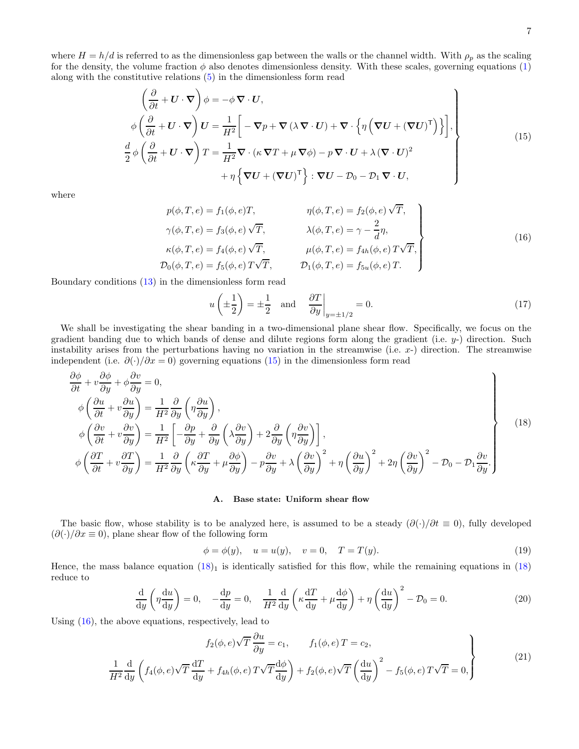where $H = h/d$ is referred to as the dimensionless gap between the walls or the channel width. With $\rho_p$ as the scaling for the density, the volume fraction $\phi$ also denotes dimensionless density. With these scales, governing equations (1) along with the constitutive relations (5) in the dimensionless form read

$$
\left.
\begin{aligned}
\left(\frac{\partial}{\partial t} + \boldsymbol{U}\cdot\boldsymbol{\nabla}\right)\phi &= -\phi\,\boldsymbol{\nabla}\cdot\boldsymbol{U},\\
\phi\left(\frac{\partial}{\partial t} + \boldsymbol{U}\cdot\boldsymbol{\nabla}\right)\boldsymbol{U} &= \frac{1}{H^2}\Big[-\boldsymbol{\nabla}p + \boldsymbol{\nabla}\left(\lambda\,\boldsymbol{\nabla}\cdot\boldsymbol{U}\right) + \boldsymbol{\nabla}\cdot\Big\{\eta\left(\boldsymbol{\nabla}\boldsymbol{U} + (\boldsymbol{\nabla}\boldsymbol{U})^{\mathsf{T}}\right)\Big\}\Big],\\
\frac{d}{2}\,\phi\left(\frac{\partial}{\partial t} + \boldsymbol{U}\cdot\boldsymbol{\nabla}\right)T &= \frac{1}{H^2}\boldsymbol{\nabla}\cdot\left(\kappa\,\boldsymbol{\nabla}T + \mu\,\boldsymbol{\nabla}\phi\right) - p\,\boldsymbol{\nabla}\cdot\boldsymbol{U} + \lambda\left(\boldsymbol{\nabla}\cdot\boldsymbol{U}\right)^2\\
&\quad + \eta\left\{\boldsymbol{\nabla}\boldsymbol{U} + (\boldsymbol{\nabla}\boldsymbol{U})^{\mathsf{T}}\right\} : \boldsymbol{\nabla}\boldsymbol{U} - \mathcal{D}_0 - \mathcal{D}_1\,\boldsymbol{\nabla}\cdot\boldsymbol{U},
\end{aligned}
\right\}
\tag{15}
$$

where

$$
\left.
\begin{aligned}
p(\phi,T,e) &= f_1(\phi,e)T, & \eta(\phi,T,e) &= f_2(\phi,e)\,\sqrt{T},\\
\gamma(\phi,T,e) &= f_3(\phi,e)\,\sqrt{T}, & \lambda(\phi,T,e) &= \gamma - \frac{2}{d}\eta,\\
\kappa(\phi,T,e) &= f_4(\phi,e)\,\sqrt{T}, & \mu(\phi,T,e) &= f_{4h}(\phi,e)\,T\sqrt{T},\\
\mathcal{D}_0(\phi,T,e) &= f_5(\phi,e)\,T\sqrt{T}, & \mathcal{D}_1(\phi,T,e) &= f_{5u}(\phi,e)\,T.
\end{aligned}
\right\}
\tag{16}
$$

Boundary conditions (13) in the dimensionless form read

$$
u\left(\pm\frac{1}{2}\right) = \pm\frac{1}{2} \quad \text{and} \quad \left.\frac{\partial T}{\partial y}\right|_{y=\pm 1/2} = 0.
\tag{17}
$$

We shall be investigating the shear banding in a two-dimensional plane shear flow. Specifically, we focus on the gradient banding due to which bands of dense and dilute regions form along the gradient (i.e. $y$-) direction. Such instability arises from the perturbations having no variation in the streamwise (i.e. $x$-) direction. The streamwise independent (i.e. $\partial(\cdot)/\partial x = 0$) governing equations (15) in the dimensionless form read

$$
\left.
\begin{aligned}
&\frac{\partial\phi}{\partial t} + v\frac{\partial\phi}{\partial y} + \phi\frac{\partial v}{\partial y} = 0,\\
&\phi\left(\frac{\partial u}{\partial t} + v\frac{\partial u}{\partial y}\right) = \frac{1}{H^2}\frac{\partial}{\partial y}\left(\eta\frac{\partial u}{\partial y}\right),\\
&\phi\left(\frac{\partial v}{\partial t} + v\frac{\partial v}{\partial y}\right) = \frac{1}{H^2}\left[-\frac{\partial p}{\partial y} + \frac{\partial}{\partial y}\left(\lambda\frac{\partial v}{\partial y}\right) + 2\frac{\partial}{\partial y}\left(\eta\frac{\partial v}{\partial y}\right)\right],\\
&\phi\left(\frac{\partial T}{\partial t} + v\frac{\partial T}{\partial y}\right) = \frac{1}{H^2}\frac{\partial}{\partial y}\left(\kappa\frac{\partial T}{\partial y} + \mu\frac{\partial\phi}{\partial y}\right) - p\frac{\partial v}{\partial y} + \lambda\left(\frac{\partial v}{\partial y}\right)^2 + \eta\left(\frac{\partial u}{\partial y}\right)^2 + 2\eta\left(\frac{\partial v}{\partial y}\right)^2 - \mathcal{D}_0 - \mathcal{D}_1\frac{\partial v}{\partial y}.
\end{aligned}
\right\}
\tag{18}
$$

### A. Base state: Uniform shear flow

The basic flow, whose stability is to be analyzed here, is assumed to be a steady ($\partial(\cdot)/\partial t \equiv 0$), fully developed ($\partial(\cdot)/\partial x \equiv 0$), plane shear flow of the following form

$$
\phi = \phi(y), \quad u = u(y), \quad v = 0, \quad T = T(y).
\tag{19}
$$

Hence, the mass balance equation $(18)_1$ is identically satisfied for this flow, while the remaining equations in (18) reduce to

$$
\frac{\mathrm{d}}{\mathrm{d}y}\left(\eta\frac{\mathrm{d}u}{\mathrm{d}y}\right) = 0, \quad -\frac{\mathrm{d}p}{\mathrm{d}y} = 0, \quad \frac{1}{H^2}\frac{\mathrm{d}}{\mathrm{d}y}\left(\kappa\frac{\mathrm{d}T}{\mathrm{d}y} + \mu\frac{\mathrm{d}\phi}{\mathrm{d}y}\right) + \eta\left(\frac{\mathrm{d}u}{\mathrm{d}y}\right)^2 - \mathcal{D}_0 = 0.
\tag{20}
$$

Using (16), the above equations, respectively, lead to

$$
\left.
\begin{aligned}
f_2(\phi,e)\sqrt{T}\,\frac{\partial u}{\partial y} = c_1, \qquad f_1(\phi,e)\,T = c_2,\\
\frac{1}{H^2}\frac{\mathrm{d}}{\mathrm{d}y}\left(f_4(\phi,e)\sqrt{T}\,\frac{\mathrm{d}T}{\mathrm{d}y} + f_{4h}(\phi,e)\,T\sqrt{T}\frac{\mathrm{d}\phi}{\mathrm{d}y}\right) + f_2(\phi,e)\sqrt{T}\left(\frac{\mathrm{d}u}{\mathrm{d}y}\right)^2 - f_5(\phi,e)\,T\sqrt{T} = 0,
\end{aligned}
\right\}
\tag{21}
$$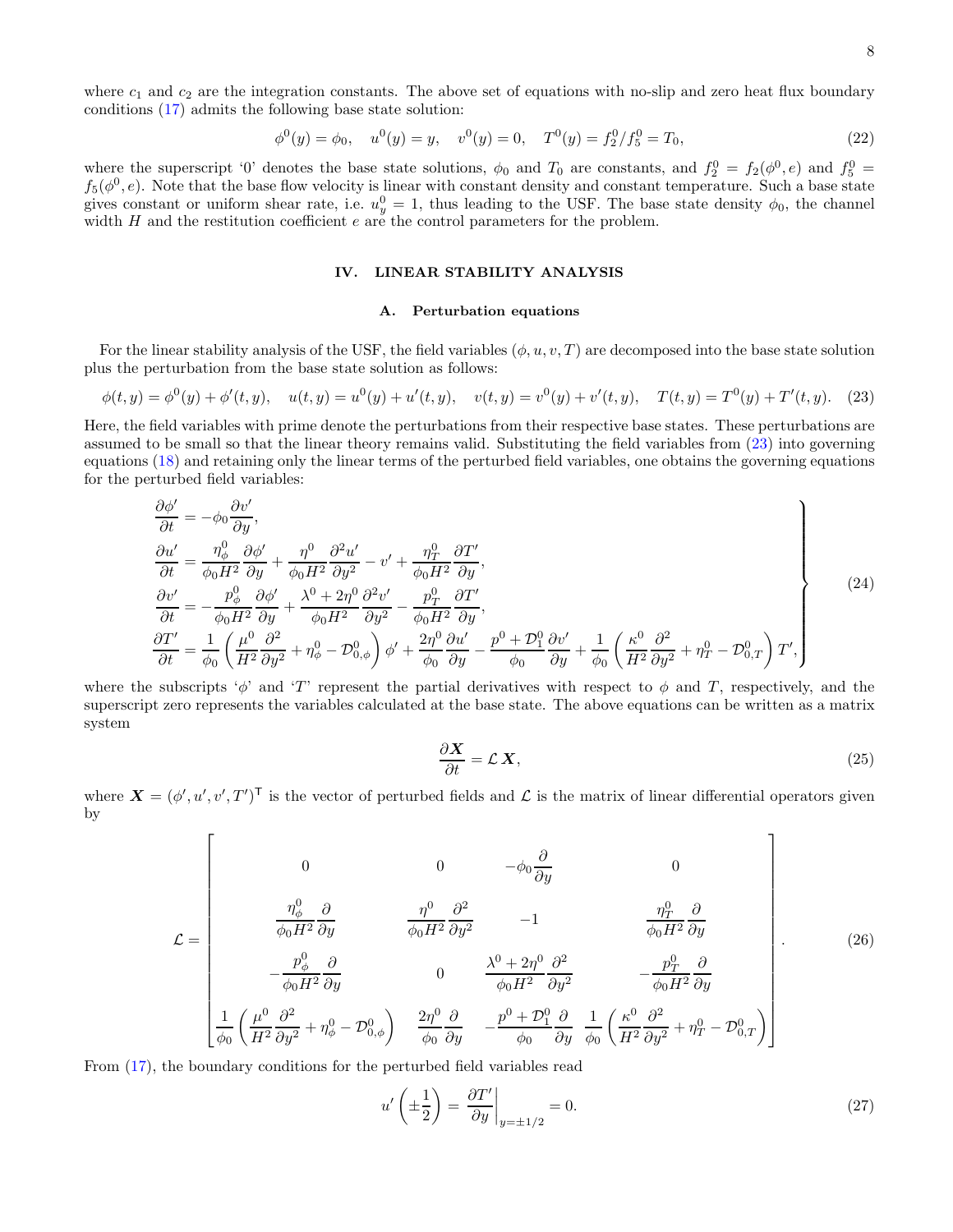where $c_1$ and $c_2$ are the integration constants. The above set of equations with no-slip and zero heat flux boundary conditions (17) admits the following base state solution:

$$\phi^0(y) = \phi_0, \quad u^0(y) = y, \quad v^0(y) = 0, \quad T^0(y) = f_2^0/f_5^0 = T_0, \tag{22}$$

where the superscript '0' denotes the base state solutions, $\phi_0$ and $T_0$ are constants, and $f_2^0 = f_2(\phi^0, e)$ and $f_5^0 = f_5(\phi^0, e)$. Note that the base flow velocity is linear with constant density and constant temperature. Such a base state gives constant or uniform shear rate, i.e. $u_y^0 = 1$, thus leading to the USF. The base state density $\phi_0$, the channel width $H$ and the restitution coefficient $e$ are the control parameters for the problem.

## IV. LINEAR STABILITY ANALYSIS

### A. Perturbation equations

For the linear stability analysis of the USF, the field variables $(\phi, u, v, T)$ are decomposed into the base state solution plus the perturbation from the base state solution as follows:

$$\phi(t, y) = \phi^0(y) + \phi'(t, y), \quad u(t, y) = u^0(y) + u'(t, y), \quad v(t, y) = v^0(y) + v'(t, y), \quad T(t, y) = T^0(y) + T'(t, y). \tag{23}$$

Here, the field variables with prime denote the perturbations from their respective base states. These perturbations are assumed to be small so that the linear theory remains valid. Substituting the field variables from (23) into governing equations (18) and retaining only the linear terms of the perturbed field variables, one obtains the governing equations for the perturbed field variables:

$$\left.\begin{aligned}
\frac{\partial \phi'}{\partial t} &= -\phi_0 \frac{\partial v'}{\partial y}, \\
\frac{\partial u'}{\partial t} &= \frac{\eta_\phi^0}{\phi_0 H^2}\frac{\partial \phi'}{\partial y} + \frac{\eta^0}{\phi_0 H^2}\frac{\partial^2 u'}{\partial y^2} - v' + \frac{\eta_T^0}{\phi_0 H^2}\frac{\partial T'}{\partial y}, \\
\frac{\partial v'}{\partial t} &= -\frac{p_\phi^0}{\phi_0 H^2}\frac{\partial \phi'}{\partial y} + \frac{\lambda^0 + 2\eta^0}{\phi_0 H^2}\frac{\partial^2 v'}{\partial y^2} - \frac{p_T^0}{\phi_0 H^2}\frac{\partial T'}{\partial y}, \\
\frac{\partial T'}{\partial t} &= \frac{1}{\phi_0}\left(\frac{\mu^0}{H^2}\frac{\partial^2}{\partial y^2} + \eta_\phi^0 - \mathcal{D}_{0,\phi}^0\right)\phi' + \frac{2\eta^0}{\phi_0}\frac{\partial u'}{\partial y} - \frac{p^0 + \mathcal{D}_1^0}{\phi_0}\frac{\partial v'}{\partial y} + \frac{1}{\phi_0}\left(\frac{\kappa^0}{H^2}\frac{\partial^2}{\partial y^2} + \eta_T^0 - \mathcal{D}_{0,T}^0\right)T',
\end{aligned}\right\} \tag{24}$$

where the subscripts '$\phi$' and '$T$' represent the partial derivatives with respect to $\phi$ and $T$, respectively, and the superscript zero represents the variables calculated at the base state. The above equations can be written as a matrix system

$$\frac{\partial \boldsymbol{X}}{\partial t} = \mathcal{L}\,\boldsymbol{X}, \tag{25}$$

where $\boldsymbol{X} = (\phi', u', v', T')^{\mathsf{T}}$ is the vector of perturbed fields and $\mathcal{L}$ is the matrix of linear differential operators given by

$$\mathcal{L} = \begin{bmatrix}
0 & 0 & -\phi_0 \dfrac{\partial}{\partial y} & 0 \\[2ex]
\dfrac{\eta_\phi^0}{\phi_0 H^2}\dfrac{\partial}{\partial y} & \dfrac{\eta^0}{\phi_0 H^2}\dfrac{\partial^2}{\partial y^2} & -1 & \dfrac{\eta_T^0}{\phi_0 H^2}\dfrac{\partial}{\partial y} \\[2ex]
-\dfrac{p_\phi^0}{\phi_0 H^2}\dfrac{\partial}{\partial y} & 0 & \dfrac{\lambda^0 + 2\eta^0}{\phi_0 H^2}\dfrac{\partial^2}{\partial y^2} & -\dfrac{p_T^0}{\phi_0 H^2}\dfrac{\partial}{\partial y} \\[2ex]
\dfrac{1}{\phi_0}\left(\dfrac{\mu^0}{H^2}\dfrac{\partial^2}{\partial y^2} + \eta_\phi^0 - \mathcal{D}_{0,\phi}^0\right) & \dfrac{2\eta^0}{\phi_0}\dfrac{\partial}{\partial y} & -\dfrac{p^0 + \mathcal{D}_1^0}{\phi_0}\dfrac{\partial}{\partial y} & \dfrac{1}{\phi_0}\left(\dfrac{\kappa^0}{H^2}\dfrac{\partial^2}{\partial y^2} + \eta_T^0 - \mathcal{D}_{0,T}^0\right)
\end{bmatrix}. \tag{26}$$

From (17), the boundary conditions for the perturbed field variables read

$$u'\left(\pm\frac{1}{2}\right) = \left.\frac{\partial T'}{\partial y}\right|_{y=\pm 1/2} = 0. \tag{27}$$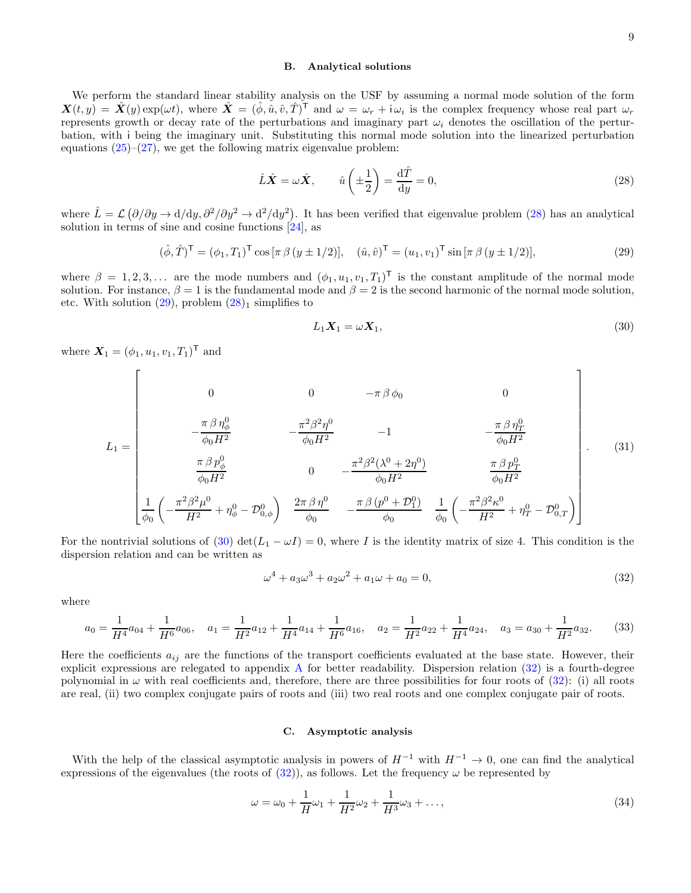### B. Analytical solutions

We perform the standard linear stability analysis on the USF by assuming a normal mode solution of the form $\boldsymbol{X}(t,y) = \hat{\boldsymbol{X}}(y)\exp(\omega t)$, where $\hat{\boldsymbol{X}} = (\hat{\phi}, \hat{u}, \hat{v}, \hat{T})^{\mathsf{T}}$ and $\omega = \omega_r + \mathrm{i}\,\omega_i$ is the complex frequency whose real part $\omega_r$ represents growth or decay rate of the perturbations and imaginary part $\omega_i$ denotes the oscillation of the perturbation, with $\mathrm{i}$ being the imaginary unit. Substituting this normal mode solution into the linearized perturbation equations (25)–(27), we get the following matrix eigenvalue problem:

$$\hat{L}\hat{\boldsymbol{X}} = \omega \hat{\boldsymbol{X}}, \qquad \hat{u}\left(\pm\frac{1}{2}\right) = \frac{\mathrm{d}\hat{T}}{\mathrm{d}y} = 0, \tag{28}$$

where $\hat{L} = \mathcal{L}\left(\partial/\partial y \to \mathrm{d}/\mathrm{d}y, \partial^2/\partial y^2 \to \mathrm{d}^2/\mathrm{d}y^2\right)$. It has been verified that eigenvalue problem (28) has an analytical solution in terms of sine and cosine functions [24], as

$$(\hat{\phi}, \hat{T})^{\mathsf{T}} = (\phi_1, T_1)^{\mathsf{T}} \cos\left[\pi\,\beta\,(y \pm 1/2)\right], \quad (\hat{u}, \hat{v})^{\mathsf{T}} = (u_1, v_1)^{\mathsf{T}} \sin\left[\pi\,\beta\,(y \pm 1/2)\right], \tag{29}$$

where $\beta = 1, 2, 3, \ldots$ are the mode numbers and $(\phi_1, u_1, v_1, T_1)^{\mathsf{T}}$ is the constant amplitude of the normal mode solution. For instance, $\beta = 1$ is the fundamental mode and $\beta = 2$ is the second harmonic of the normal mode solution, etc. With solution (29), problem $(28)_1$ simplifies to

$$L_1 \boldsymbol{X}_1 = \omega \boldsymbol{X}_1, \tag{30}$$

where $\boldsymbol{X}_1 = (\phi_1, u_1, v_1, T_1)^{\mathsf{T}}$ and

$$L_1 = \begin{bmatrix} 0 & 0 & -\pi\,\beta\,\phi_0 & 0 \\[2mm] -\dfrac{\pi\,\beta\,\eta_\phi^0}{\phi_0 H^2} & -\dfrac{\pi^2\beta^2\eta^0}{\phi_0 H^2} & -1 & -\dfrac{\pi\,\beta\,\eta_T^0}{\phi_0 H^2} \\[2mm] \dfrac{\pi\,\beta\,p_\phi^0}{\phi_0 H^2} & 0 & -\dfrac{\pi^2\beta^2(\lambda^0 + 2\eta^0)}{\phi_0 H^2} & \dfrac{\pi\,\beta\,p_T^0}{\phi_0 H^2} \\[2mm] \dfrac{1}{\phi_0}\left(-\dfrac{\pi^2\beta^2\mu^0}{H^2} + \eta_\phi^0 - \mathcal{D}_{0,\phi}^0\right) & \dfrac{2\pi\,\beta\,\eta^0}{\phi_0} & -\dfrac{\pi\,\beta\,(p^0 + \mathcal{D}_1^0)}{\phi_0} & \dfrac{1}{\phi_0}\left(-\dfrac{\pi^2\beta^2\kappa^0}{H^2} + \eta_T^0 - \mathcal{D}_{0,T}^0\right) \end{bmatrix}. \tag{31}$$

For the nontrivial solutions of (30) $\det(L_1 - \omega I) = 0$, where $I$ is the identity matrix of size 4. This condition is the dispersion relation and can be written as

$$\omega^4 + a_3\omega^3 + a_2\omega^2 + a_1\omega + a_0 = 0, \tag{32}$$

where

$$a_0 = \frac{1}{H^4}a_{04} + \frac{1}{H^6}a_{06}, \quad a_1 = \frac{1}{H^2}a_{12} + \frac{1}{H^4}a_{14} + \frac{1}{H^6}a_{16}, \quad a_2 = \frac{1}{H^2}a_{22} + \frac{1}{H^4}a_{24}, \quad a_3 = a_{30} + \frac{1}{H^2}a_{32}. \tag{33}$$

Here the coefficients $a_{ij}$ are the functions of the transport coefficients evaluated at the base state. However, their explicit expressions are relegated to appendix A for better readability. Dispersion relation (32) is a fourth-degree polynomial in $\omega$ with real coefficients and, therefore, there are three possibilities for four roots of (32): (i) all roots are real, (ii) two complex conjugate pairs of roots and (iii) two real roots and one complex conjugate pair of roots.

### C. Asymptotic analysis

With the help of the classical asymptotic analysis in powers of $H^{-1}$ with $H^{-1} \to 0$, one can find the analytical expressions of the eigenvalues (the roots of (32)), as follows. Let the frequency $\omega$ be represented by

$$\omega = \omega_0 + \frac{1}{H}\omega_1 + \frac{1}{H^2}\omega_2 + \frac{1}{H^3}\omega_3 + \ldots, \tag{34}$$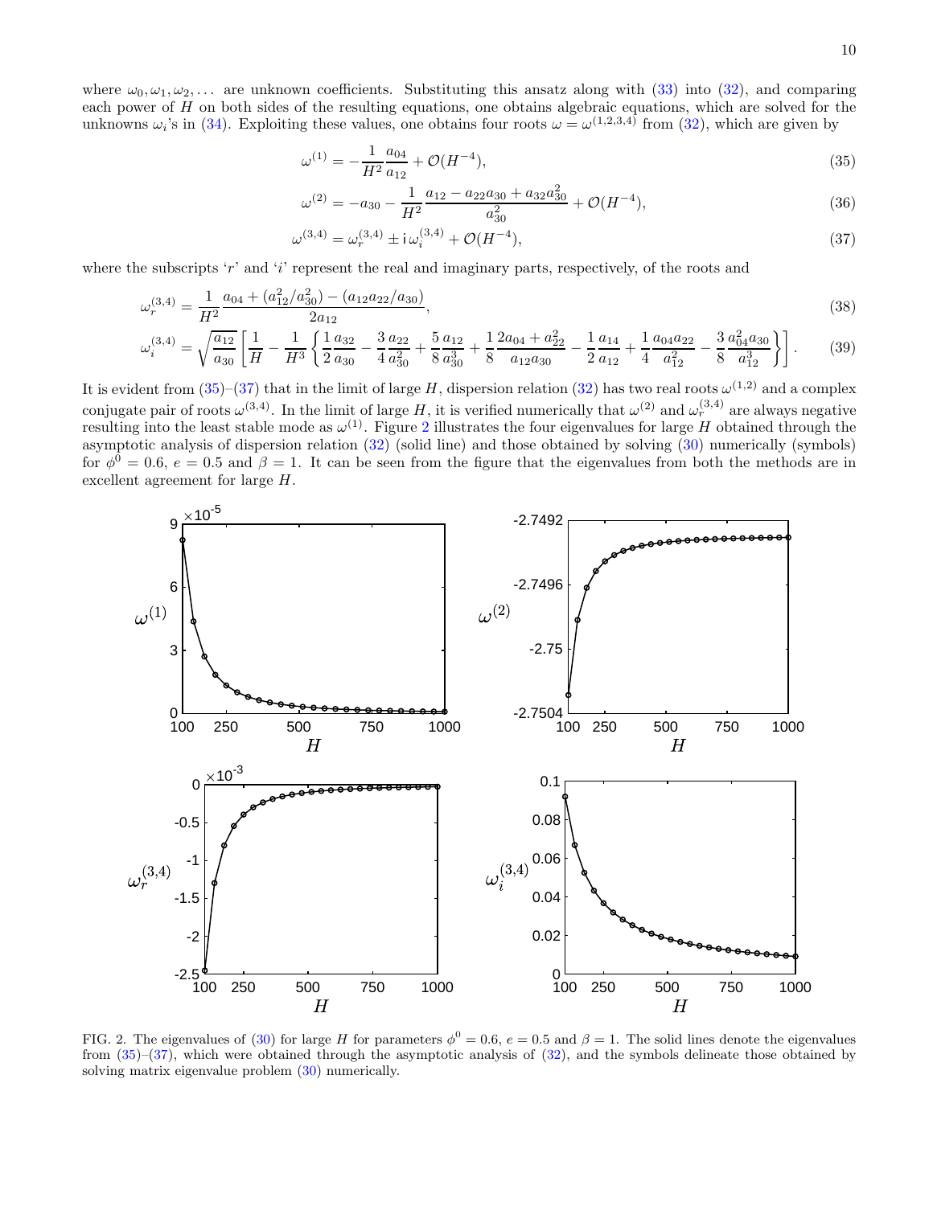where $\omega_0, \omega_1, \omega_2, \ldots$ are unknown coefficients. Substituting this ansatz along with (33) into (32), and comparing each power of $H$ on both sides of the resulting equations, one obtains algebraic equations, which are solved for the unknowns $\omega_i$'s in (34). Exploiting these values, one obtains four roots $\omega = \omega^{(1,2,3,4)}$ from (32), which are given by

$$\omega^{(1)} = -\frac{1}{H^2}\frac{a_{04}}{a_{12}} + \mathcal{O}(H^{-4}), \tag{35}$$

$$\omega^{(2)} = -a_{30} - \frac{1}{H^2}\frac{a_{12} - a_{22}a_{30} + a_{32}a_{30}^2}{a_{30}^2} + \mathcal{O}(H^{-4}), \tag{36}$$

$$\omega^{(3,4)} = \omega_r^{(3,4)} \pm \mathrm{i}\,\omega_i^{(3,4)} + \mathcal{O}(H^{-4}), \tag{37}$$

where the subscripts '$r$' and '$i$' represent the real and imaginary parts, respectively, of the roots and

$$\omega_r^{(3,4)} = \frac{1}{H^2}\frac{a_{04} + (a_{12}^2/a_{30}^2) - (a_{12}a_{22}/a_{30})}{2a_{12}}, \tag{38}$$

$$\omega_i^{(3,4)} = \sqrt{\frac{a_{12}}{a_{30}}}\left[\frac{1}{H} - \frac{1}{H^3}\left\{\frac{1}{2}\frac{a_{32}}{a_{30}} - \frac{3}{4}\frac{a_{22}}{a_{30}^2} + \frac{5}{8}\frac{a_{12}}{a_{30}^3} + \frac{1}{8}\frac{2a_{04} + a_{22}^2}{a_{12}a_{30}} - \frac{1}{2}\frac{a_{14}}{a_{12}} + \frac{1}{4}\frac{a_{04}a_{22}}{a_{12}^2} - \frac{3}{8}\frac{a_{04}^2 a_{30}}{a_{12}^3}\right\}\right]. \tag{39}$$

It is evident from (35)–(37) that in the limit of large $H$, dispersion relation (32) has two real roots $\omega^{(1,2)}$ and a complex conjugate pair of roots $\omega^{(3,4)}$. In the limit of large $H$, it is verified numerically that $\omega^{(2)}$ and $\omega_r^{(3,4)}$ are always negative resulting into the least stable mode as $\omega^{(1)}$. Figure 2 illustrates the four eigenvalues for large $H$ obtained through the asymptotic analysis of dispersion relation (32) (solid line) and those obtained by solving (30) numerically (symbols) for $\phi^0 = 0.6$, $e = 0.5$ and $\beta = 1$. It can be seen from the figure that the eigenvalues from both the methods are in excellent agreement for large $H$.

FIG. 2. The eigenvalues of (30) for large $H$ for parameters $\phi^0 = 0.6$, $e = 0.5$ and $\beta = 1$. The solid lines denote the eigenvalues from (35)–(37), which were obtained through the asymptotic analysis of (32), and the symbols delineate those obtained by solving matrix eigenvalue problem (30) numerically.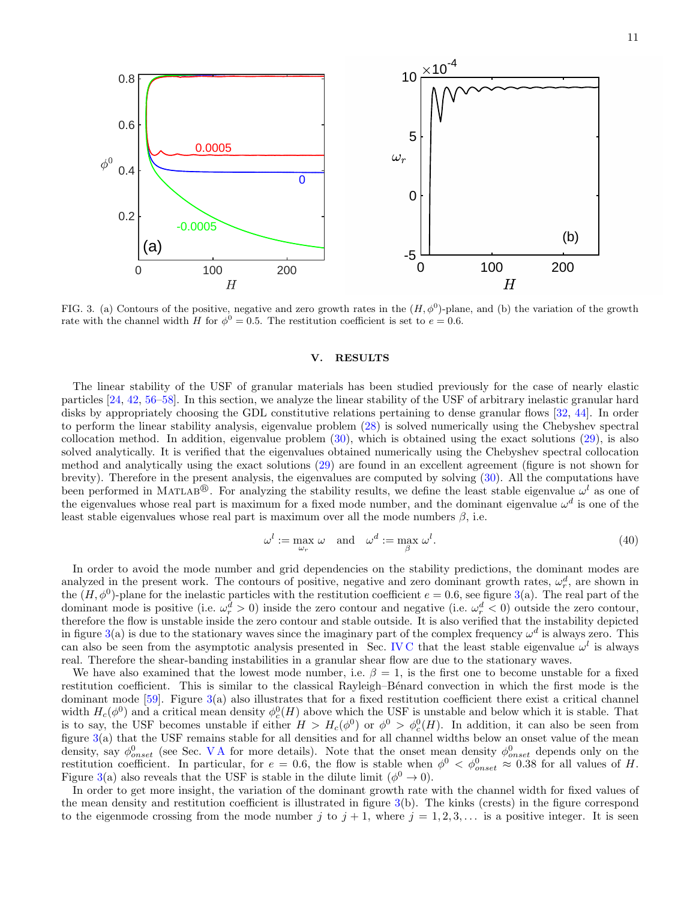FIG. 3. (a) Contours of the positive, negative and zero growth rates in the $(H, \phi^0)$-plane, and (b) the variation of the growth rate with the channel width $H$ for $\phi^0 = 0.5$. The restitution coefficient is set to $e = 0.6$.

## V. RESULTS

The linear stability of the USF of granular materials has been studied previously for the case of nearly elastic particles [24, 42, 56–58]. In this section, we analyze the linear stability of the USF of arbitrary inelastic granular hard disks by appropriately choosing the GDL constitutive relations pertaining to dense granular flows [32, 44]. In order to perform the linear stability analysis, eigenvalue problem (28) is solved numerically using the Chebyshev spectral collocation method. In addition, eigenvalue problem (30), which is obtained using the exact solutions (29), is also solved analytically. It is verified that the eigenvalues obtained numerically using the Chebyshev spectral collocation method and analytically using the exact solutions (29) are found in an excellent agreement (figure is not shown for brevity). Therefore in the present analysis, the eigenvalues are computed by solving (30). All the computations have been performed in MATLAB®. For analyzing the stability results, we define the least stable eigenvalue $\omega^l$ as one of the eigenvalues whose real part is maximum for a fixed mode number, and the dominant eigenvalue $\omega^d$ is one of the least stable eigenvalues whose real part is maximum over all the mode numbers $\beta$, i.e.

$$\omega^l := \max_{\omega_r} \omega \quad \text{and} \quad \omega^d := \max_{\beta} \omega^l. \tag{40}$$

In order to avoid the mode number and grid dependencies on the stability predictions, the dominant modes are analyzed in the present work. The contours of positive, negative and zero dominant growth rates, $\omega_r^d$, are shown in the $(H, \phi^0)$-plane for the inelastic particles with the restitution coefficient $e = 0.6$, see figure 3(a). The real part of the dominant mode is positive (i.e. $\omega_r^d > 0$) inside the zero contour and negative (i.e. $\omega_r^d < 0$) outside the zero contour, therefore the flow is unstable inside the zero contour and stable outside. It is also verified that the instability depicted in figure 3(a) is due to the stationary waves since the imaginary part of the complex frequency $\omega^d$ is always zero. This can also be seen from the asymptotic analysis presented in Sec. IV C that the least stable eigenvalue $\omega^l$ is always real. Therefore the shear-banding instabilities in a granular shear flow are due to the stationary waves.

We have also examined that the lowest mode number, i.e. $\beta = 1$, is the first one to become unstable for a fixed restitution coefficient. This is similar to the classical Rayleigh–Bénard convection in which the first mode is the dominant mode [59]. Figure 3(a) also illustrates that for a fixed restitution coefficient there exist a critical channel width $H_c(\phi^0)$ and a critical mean density $\phi_c^0(H)$ above which the USF is unstable and below which it is stable. That is to say, the USF becomes unstable if either $H > H_c(\phi^0)$ or $\phi^0 > \phi_c^0(H)$. In addition, it can also be seen from figure 3(a) that the USF remains stable for all densities and for all channel widths below an onset value of the mean density, say $\phi_{onset}^0$ (see Sec. V A for more details). Note that the onset mean density $\phi_{onset}^0$ depends only on the restitution coefficient. In particular, for $e = 0.6$, the flow is stable when $\phi^0 < \phi_{onset}^0 \approx 0.38$ for all values of $H$. Figure 3(a) also reveals that the USF is stable in the dilute limit ($\phi^0 \to 0$).

In order to get more insight, the variation of the dominant growth rate with the channel width for fixed values of the mean density and restitution coefficient is illustrated in figure 3(b). The kinks (crests) in the figure correspond to the eigenmode crossing from the mode number $j$ to $j + 1$, where $j = 1, 2, 3, \ldots$ is a positive integer. It is seen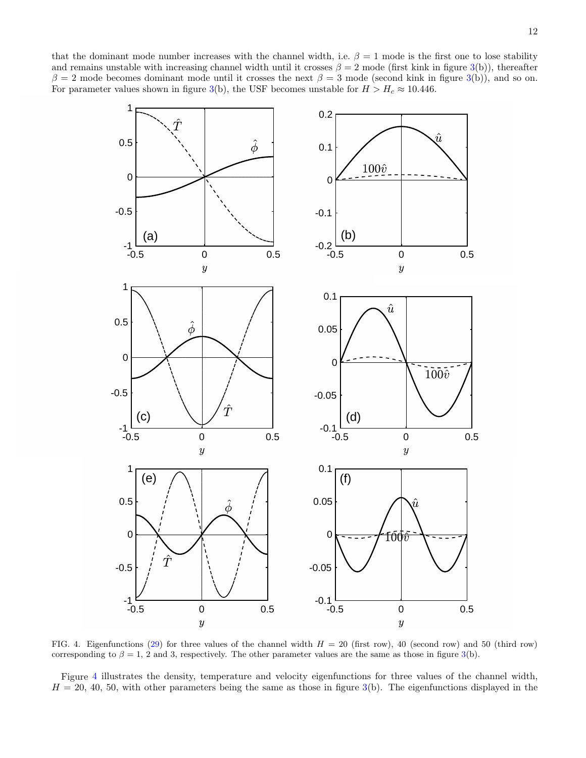that the dominant mode number increases with the channel width, i.e. $\beta = 1$ mode is the first one to lose stability and remains unstable with increasing channel width until it crosses $\beta = 2$ mode (first kink in figure 3(b)), thereafter $\beta = 2$ mode becomes dominant mode until it crosses the next $\beta = 3$ mode (second kink in figure 3(b)), and so on. For parameter values shown in figure 3(b), the USF becomes unstable for $H > H_c \approx 10.446$.

FIG. 4. Eigenfunctions (29) for three values of the channel width $H = 20$ (first row), 40 (second row) and 50 (third row) corresponding to $\beta = 1$, 2 and 3, respectively. The other parameter values are the same as those in figure 3(b).

Figure 4 illustrates the density, temperature and velocity eigenfunctions for three values of the channel width, $H = 20$, 40, 50, with other parameters being the same as those in figure 3(b). The eigenfunctions displayed in the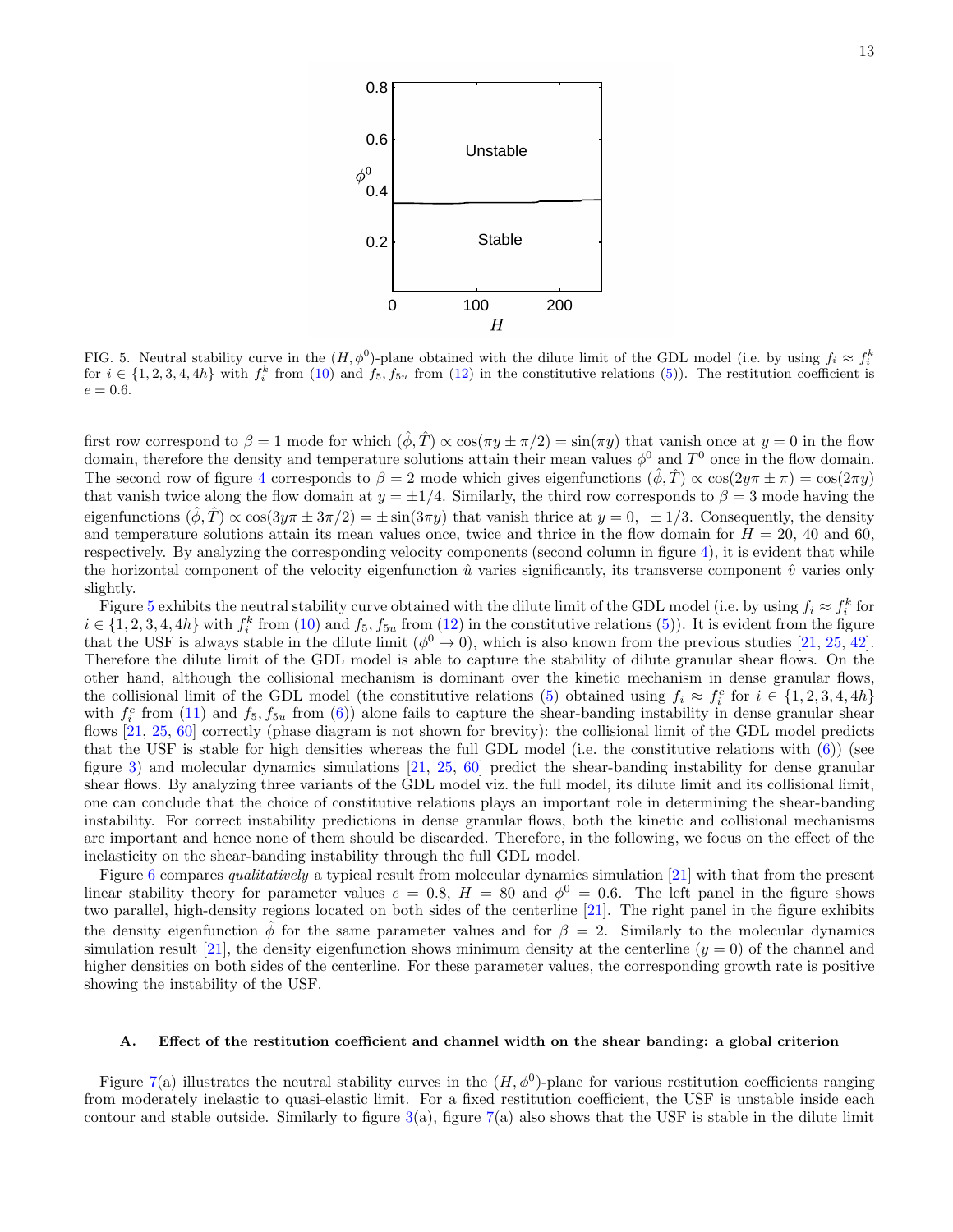FIG. 5. Neutral stability curve in the $(H, \phi^0)$-plane obtained with the dilute limit of the GDL model (i.e. by using $f_i \approx f_i^k$ for $i \in \{1, 2, 3, 4, 4h\}$ with $f_i^k$ from (10) and $f_5, f_{5u}$ from (12) in the constitutive relations (5)). The restitution coefficient is $e = 0.6$.

first row correspond to $\beta = 1$ mode for which $(\hat{\phi}, \hat{T}) \propto \cos(\pi y \pm \pi/2) = \sin(\pi y)$ that vanish once at $y = 0$ in the flow domain, therefore the density and temperature solutions attain their mean values $\phi^0$ and $T^0$ once in the flow domain. The second row of figure 4 corresponds to $\beta = 2$ mode which gives eigenfunctions $(\hat{\phi}, \hat{T}) \propto \cos(2y\pi \pm \pi) = \cos(2\pi y)$ that vanish twice along the flow domain at $y = \pm 1/4$. Similarly, the third row corresponds to $\beta = 3$ mode having the eigenfunctions $(\hat{\phi}, \hat{T}) \propto \cos(3y\pi \pm 3\pi/2) = \pm \sin(3\pi y)$ that vanish thrice at $y = 0, \ \pm 1/3$. Consequently, the density and temperature solutions attain its mean values once, twice and thrice in the flow domain for $H = 20$, 40 and 60, respectively. By analyzing the corresponding velocity components (second column in figure 4), it is evident that while the horizontal component of the velocity eigenfunction $\hat{u}$ varies significantly, its transverse component $\hat{v}$ varies only slightly.

Figure 5 exhibits the neutral stability curve obtained with the dilute limit of the GDL model (i.e. by using $f_i \approx f_i^k$ for $i \in \{1, 2, 3, 4, 4h\}$ with $f_i^k$ from (10) and $f_5, f_{5u}$ from (12) in the constitutive relations (5)). It is evident from the figure that the USF is always stable in the dilute limit ($\phi^0 \to 0$), which is also known from the previous studies [21, 25, 42]. Therefore the dilute limit of the GDL model is able to capture the stability of dilute granular shear flows. On the other hand, although the collisional mechanism is dominant over the kinetic mechanism in dense granular flows, the collisional limit of the GDL model (the constitutive relations (5) obtained using $f_i \approx f_i^c$ for $i \in \{1, 2, 3, 4, 4h\}$ with $f_i^c$ from (11) and $f_5, f_{5u}$ from (6)) alone fails to capture the shear-banding instability in dense granular shear flows [21, 25, 60] correctly (phase diagram is not shown for brevity): the collisional limit of the GDL model predicts that the USF is stable for high densities whereas the full GDL model (i.e. the constitutive relations with (6)) (see figure 3) and molecular dynamics simulations [21, 25, 60] predict the shear-banding instability for dense granular shear flows. By analyzing three variants of the GDL model viz. the full model, its dilute limit and its collisional limit, one can conclude that the choice of constitutive relations plays an important role in determining the shear-banding instability. For correct instability predictions in dense granular flows, both the kinetic and collisional mechanisms are important and hence none of them should be discarded. Therefore, in the following, we focus on the effect of the inelasticity on the shear-banding instability through the full GDL model.

Figure 6 compares *qualitatively* a typical result from molecular dynamics simulation [21] with that from the present linear stability theory for parameter values $e = 0.8$, $H = 80$ and $\phi^0 = 0.6$. The left panel in the figure shows two parallel, high-density regions located on both sides of the centerline [21]. The right panel in the figure exhibits the density eigenfunction $\hat{\phi}$ for the same parameter values and for $\beta = 2$. Similarly to the molecular dynamics simulation result [21], the density eigenfunction shows minimum density at the centerline ($y = 0$) of the channel and higher densities on both sides of the centerline. For these parameter values, the corresponding growth rate is positive showing the instability of the USF.

### A. Effect of the restitution coefficient and channel width on the shear banding: a global criterion

Figure 7(a) illustrates the neutral stability curves in the $(H, \phi^0)$-plane for various restitution coefficients ranging from moderately inelastic to quasi-elastic limit. For a fixed restitution coefficient, the USF is unstable inside each contour and stable outside. Similarly to figure 3(a), figure 7(a) also shows that the USF is stable in the dilute limit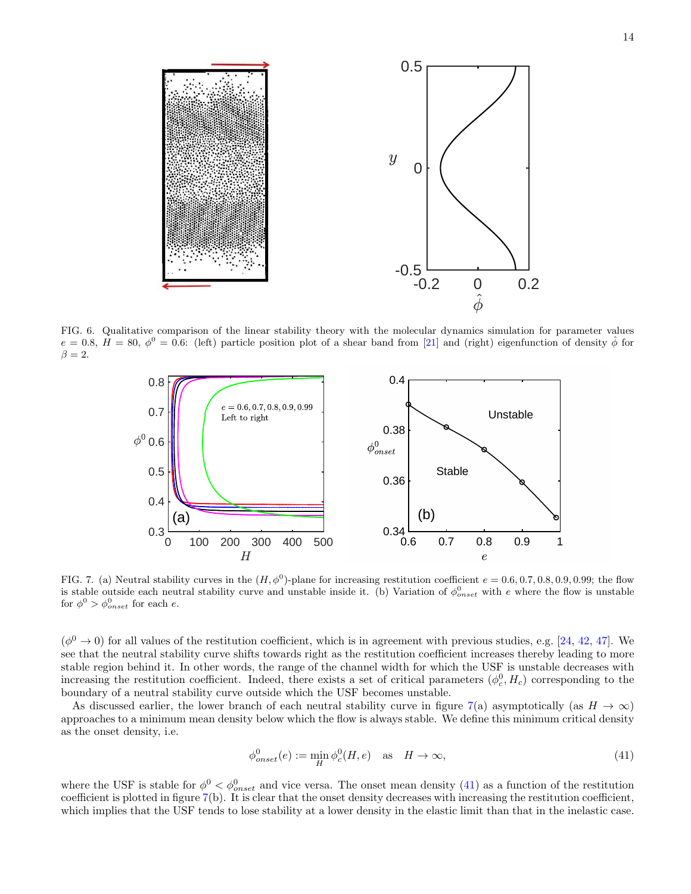FIG. 6. Qualitative comparison of the linear stability theory with the molecular dynamics simulation for parameter values $e = 0.8$, $H = 80$, $\phi^0 = 0.6$: (left) particle position plot of a shear band from [21] and (right) eigenfunction of density $\hat{\phi}$ for $\beta = 2$.

FIG. 7. (a) Neutral stability curves in the $(H, \phi^0)$-plane for increasing restitution coefficient $e = 0.6, 0.7, 0.8, 0.9, 0.99$; the flow is stable outside each neutral stability curve and unstable inside it. (b) Variation of $\phi^0_{onset}$ with $e$ where the flow is unstable for $\phi^0 > \phi^0_{onset}$ for each $e$.

($\phi^0 \to 0$) for all values of the restitution coefficient, which is in agreement with previous studies, e.g. [24, 42, 47]. We see that the neutral stability curve shifts towards right as the restitution coefficient increases thereby leading to more stable region behind it. In other words, the range of the channel width for which the USF is unstable decreases with increasing the restitution coefficient. Indeed, there exists a set of critical parameters $(\phi^0_c, H_c)$ corresponding to the boundary of a neutral stability curve outside which the USF becomes unstable.

As discussed earlier, the lower branch of each neutral stability curve in figure 7(a) asymptotically (as $H \to \infty$) approaches to a minimum mean density below which the flow is always stable. We define this minimum critical density as the onset density, i.e.

$$\phi^0_{onset}(e) := \min_H \phi^0_c(H, e) \quad \text{as} \quad H \to \infty, \tag{41}$$

where the USF is stable for $\phi^0 < \phi^0_{onset}$ and vice versa. The onset mean density (41) as a function of the restitution coefficient is plotted in figure 7(b). It is clear that the onset density decreases with increasing the restitution coefficient, which implies that the USF tends to lose stability at a lower density in the elastic limit than that in the inelastic case.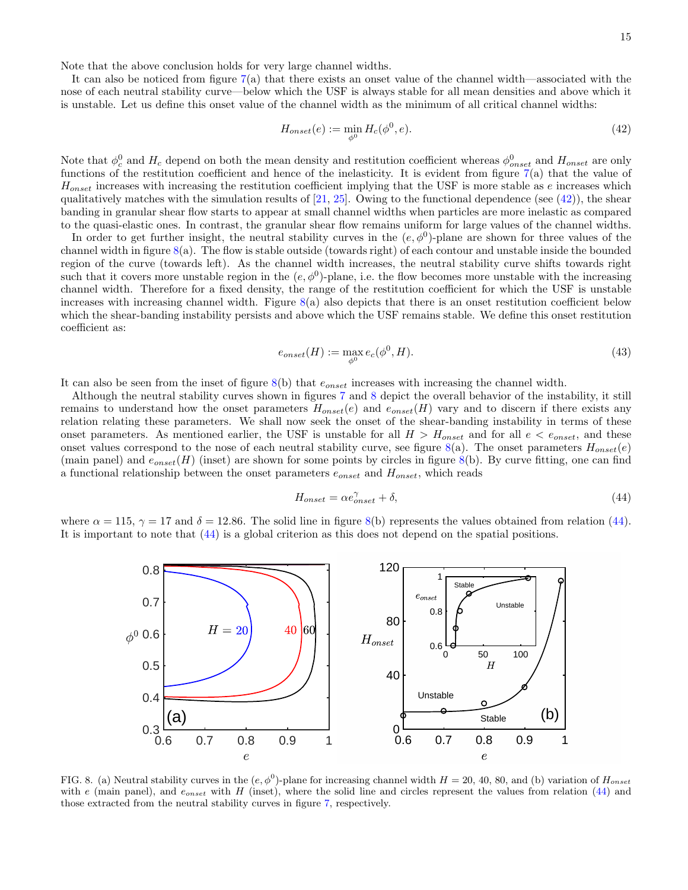Note that the above conclusion holds for very large channel widths.

It can also be noticed from figure 7(a) that there exists an onset value of the channel width—associated with the nose of each neutral stability curve—below which the USF is always stable for all mean densities and above which it is unstable. Let us define this onset value of the channel width as the minimum of all critical channel widths:

$$H_{onset}(e) := \min_{\phi^0} H_c(\phi^0, e). \tag{42}$$

Note that $\phi_c^0$ and $H_c$ depend on both the mean density and restitution coefficient whereas $\phi_{onset}^0$ and $H_{onset}$ are only functions of the restitution coefficient and hence of the inelasticity. It is evident from figure 7(a) that the value of $H_{onset}$ increases with increasing the restitution coefficient implying that the USF is more stable as $e$ increases which qualitatively matches with the simulation results of [21, 25]. Owing to the functional dependence (see (42)), the shear banding in granular shear flow starts to appear at small channel widths when particles are more inelastic as compared to the quasi-elastic ones. In contrast, the granular shear flow remains uniform for large values of the channel widths.

In order to get further insight, the neutral stability curves in the $(e, \phi^0)$-plane are shown for three values of the channel width in figure 8(a). The flow is stable outside (towards right) of each contour and unstable inside the bounded region of the curve (towards left). As the channel width increases, the neutral stability curve shifts towards right such that it covers more unstable region in the $(e, \phi^0)$-plane, i.e. the flow becomes more unstable with the increasing channel width. Therefore for a fixed density, the range of the restitution coefficient for which the USF is unstable increases with increasing channel width. Figure 8(a) also depicts that there is an onset restitution coefficient below which the shear-banding instability persists and above which the USF remains stable. We define this onset restitution coefficient as:

$$e_{onset}(H) := \max_{\phi^0} e_c(\phi^0, H). \tag{43}$$

It can also be seen from the inset of figure 8(b) that $e_{onset}$ increases with increasing the channel width.

Although the neutral stability curves shown in figures 7 and 8 depict the overall behavior of the instability, it still remains to understand how the onset parameters $H_{onset}(e)$ and $e_{onset}(H)$ vary and to discern if there exists any relation relating these parameters. We shall now seek the onset of the shear-banding instability in terms of these onset parameters. As mentioned earlier, the USF is unstable for all $H > H_{onset}$ and for all $e < e_{onset}$, and these onset values correspond to the nose of each neutral stability curve, see figure 8(a). The onset parameters $H_{onset}(e)$ (main panel) and $e_{onset}(H)$ (inset) are shown for some points by circles in figure 8(b). By curve fitting, one can find a functional relationship between the onset parameters $e_{onset}$ and $H_{onset}$, which reads

$$H_{onset} = \alpha e_{onset}^{\gamma} + \delta, \tag{44}$$

where $\alpha = 115$, $\gamma = 17$ and $\delta = 12.86$. The solid line in figure 8(b) represents the values obtained from relation (44). It is important to note that (44) is a global criterion as this does not depend on the spatial positions.

FIG. 8. (a) Neutral stability curves in the $(e, \phi^0)$-plane for increasing channel width $H = 20$, 40, 80, and (b) variation of $H_{onset}$ with $e$ (main panel), and $e_{onset}$ with $H$ (inset), where the solid line and circles represent the values from relation (44) and those extracted from the neutral stability curves in figure 7, respectively.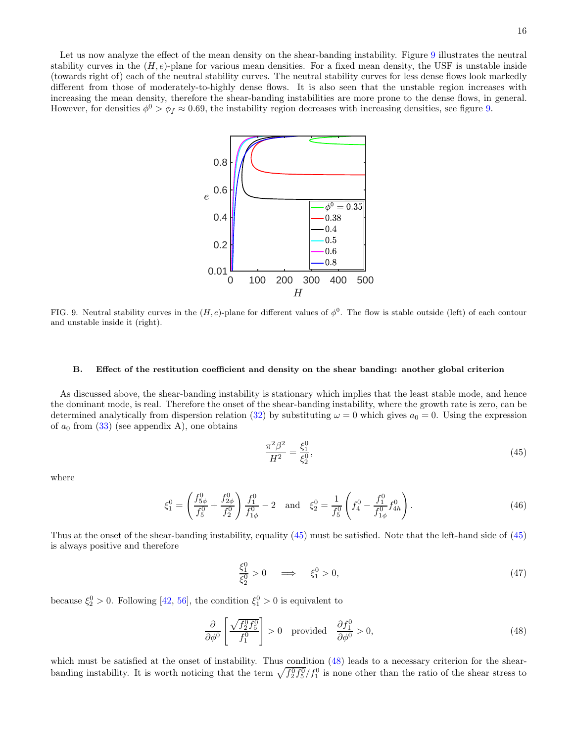Let us now analyze the effect of the mean density on the shear-banding instability. Figure 9 illustrates the neutral stability curves in the $(H, e)$-plane for various mean densities. For a fixed mean density, the USF is unstable inside (towards right of) each of the neutral stability curves. The neutral stability curves for less dense flows look markedly different from those of moderately-to-highly dense flows. It is also seen that the unstable region increases with increasing the mean density, therefore the shear-banding instabilities are more prone to the dense flows, in general. However, for densities $\phi^0 > \phi_f \approx 0.69$, the instability region decreases with increasing densities, see figure 9.

FIG. 9. Neutral stability curves in the $(H, e)$-plane for different values of $\phi^0$. The flow is stable outside (left) of each contour and unstable inside it (right).

### B. Effect of the restitution coefficient and density on the shear banding: another global criterion

As discussed above, the shear-banding instability is stationary which implies that the least stable mode, and hence the dominant mode, is real. Therefore the onset of the shear-banding instability, where the growth rate is zero, can be determined analytically from dispersion relation (32) by substituting $\omega = 0$ which gives $a_0 = 0$. Using the expression of $a_0$ from (33) (see appendix A), one obtains

$$\frac{\pi^2 \beta^2}{H^2} = \frac{\xi_1^0}{\xi_2^0}, \tag{45}$$

where

$$\xi_1^0 = \left( \frac{f_{5\phi}^0}{f_5^0} + \frac{f_{2\phi}^0}{f_2^0} \right) \frac{f_1^0}{f_{1\phi}^0} - 2 \quad \text{and} \quad \xi_2^0 = \frac{1}{f_5^0} \left( f_4^0 - \frac{f_1^0}{f_{1\phi}^0} f_{4h}^0 \right). \tag{46}$$

Thus at the onset of the shear-banding instability, equality (45) must be satisfied. Note that the left-hand side of (45) is always positive and therefore

$$\frac{\xi_1^0}{\xi_2^0} > 0 \quad \implies \quad \xi_1^0 > 0, \tag{47}$$

because $\xi_2^0 > 0$. Following [42, 56], the condition $\xi_1^0 > 0$ is equivalent to

$$\frac{\partial}{\partial \phi^0} \left[ \frac{\sqrt{f_2^0 f_5^0}}{f_1^0} \right] > 0 \quad \text{provided} \quad \frac{\partial f_1^0}{\partial \phi^0} > 0, \tag{48}$$

which must be satisfied at the onset of instability. Thus condition (48) leads to a necessary criterion for the shear-banding instability. It is worth noticing that the term $\sqrt{f_2^0 f_5^0}/f_1^0$ is none other than the ratio of the shear stress to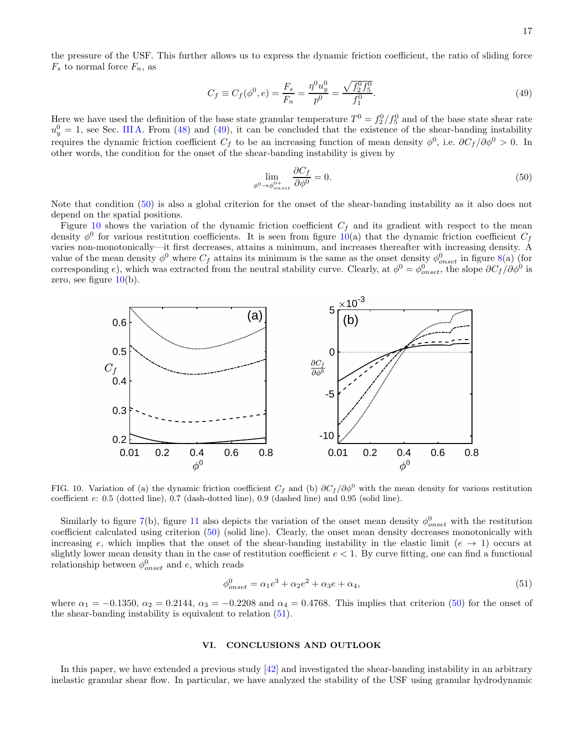the pressure of the USF. This further allows us to express the dynamic friction coefficient, the ratio of sliding force $F_s$ to normal force $F_n$, as

$$C_f \equiv C_f(\phi^0, e) = \frac{F_s}{F_n} = \frac{\eta^0 u_y^0}{p^0} = \frac{\sqrt{f_2^0 f_5^0}}{f_1^0}. \tag{49}$$

Here we have used the definition of the base state granular temperature $T^0 = f_2^0/f_5^0$ and of the base state shear rate $u_y^0 = 1$, see Sec. III A. From (48) and (49), it can be concluded that the existence of the shear-banding instability requires the dynamic friction coefficient $C_f$ to be an increasing function of mean density $\phi^0$, i.e. $\partial C_f/\partial \phi^0 > 0$. In other words, the condition for the onset of the shear-banding instability is given by

$$\lim_{\phi^0 \to \phi_{onset}^{0+}} \frac{\partial C_f}{\partial \phi^0} = 0. \tag{50}$$

Note that condition (50) is also a global criterion for the onset of the shear-banding instability as it also does not depend on the spatial positions.

Figure 10 shows the variation of the dynamic friction coefficient $C_f$ and its gradient with respect to the mean density $\phi^0$ for various restitution coefficients. It is seen from figure 10(a) that the dynamic friction coefficient $C_f$ varies non-monotonically—it first decreases, attains a minimum, and increases thereafter with increasing density. A value of the mean density $\phi^0$ where $C_f$ attains its minimum is the same as the onset density $\phi_{onset}^0$ in figure 8(a) (for corresponding $e$), which was extracted from the neutral stability curve. Clearly, at $\phi^0 = \phi_{onset}^0$, the slope $\partial C_f/\partial \phi^0$ is zero, see figure 10(b).

FIG. 10. Variation of (a) the dynamic friction coefficient $C_f$ and (b) $\partial C_f/\partial \phi^0$ with the mean density for various restitution coefficient $e$: 0.5 (dotted line), 0.7 (dash-dotted line), 0.9 (dashed line) and 0.95 (solid line).

Similarly to figure 7(b), figure 11 also depicts the variation of the onset mean density $\phi_{onset}^0$ with the restitution coefficient calculated using criterion (50) (solid line). Clearly, the onset mean density decreases monotonically with increasing $e$, which implies that the onset of the shear-banding instability in the elastic limit ($e \to 1$) occurs at slightly lower mean density than in the case of restitution coefficient $e < 1$. By curve fitting, one can find a functional relationship between $\phi_{onset}^0$ and $e$, which reads

$$\phi_{onset}^0 = \alpha_1 e^3 + \alpha_2 e^2 + \alpha_3 e + \alpha_4, \tag{51}$$

where $\alpha_1 = -0.1350$, $\alpha_2 = 0.2144$, $\alpha_3 = -0.2208$ and $\alpha_4 = 0.4768$. This implies that criterion (50) for the onset of the shear-banding instability is equivalent to relation (51).

## VI. CONCLUSIONS AND OUTLOOK

In this paper, we have extended a previous study [42] and investigated the shear-banding instability in an arbitrary inelastic granular shear flow. In particular, we have analyzed the stability of the USF using granular hydrodynamic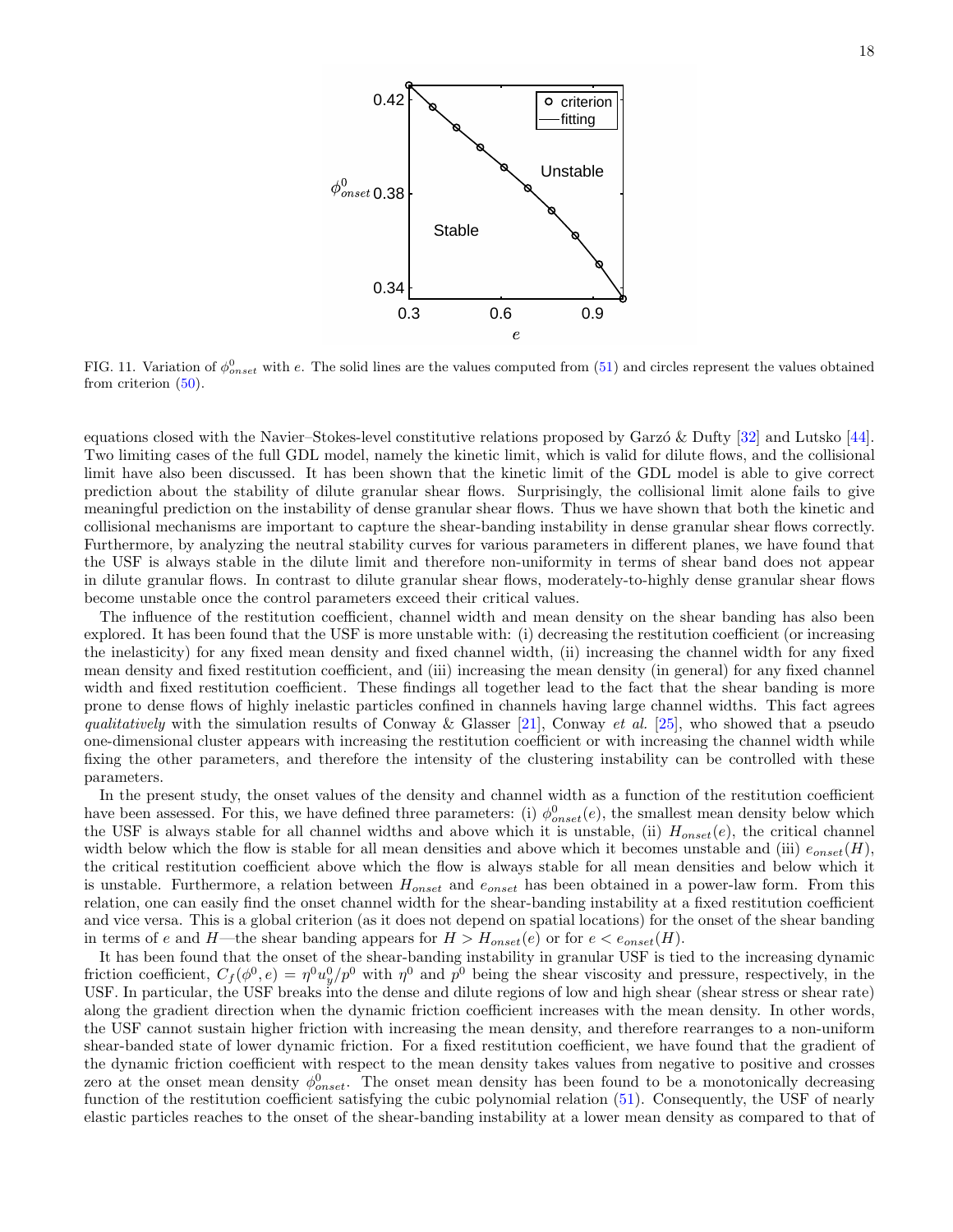FIG. 11. Variation of $\phi^0_{onset}$ with $e$. The solid lines are the values computed from (51) and circles represent the values obtained from criterion (50).

equations closed with the Navier–Stokes-level constitutive relations proposed by Garzó & Dufty [32] and Lutsko [44]. Two limiting cases of the full GDL model, namely the kinetic limit, which is valid for dilute flows, and the collisional limit have also been discussed. It has been shown that the kinetic limit of the GDL model is able to give correct prediction about the stability of dilute granular shear flows. Surprisingly, the collisional limit alone fails to give meaningful prediction on the instability of dense granular shear flows. Thus we have shown that both the kinetic and collisional mechanisms are important to capture the shear-banding instability in dense granular shear flows correctly. Furthermore, by analyzing the neutral stability curves for various parameters in different planes, we have found that the USF is always stable in the dilute limit and therefore non-uniformity in terms of shear band does not appear in dilute granular flows. In contrast to dilute granular shear flows, moderately-to-highly dense granular shear flows become unstable once the control parameters exceed their critical values.

The influence of the restitution coefficient, channel width and mean density on the shear banding has also been explored. It has been found that the USF is more unstable with: (i) decreasing the restitution coefficient (or increasing the inelasticity) for any fixed mean density and fixed channel width, (ii) increasing the channel width for any fixed mean density and fixed restitution coefficient, and (iii) increasing the mean density (in general) for any fixed channel width and fixed restitution coefficient. These findings all together lead to the fact that the shear banding is more prone to dense flows of highly inelastic particles confined in channels having large channel widths. This fact agrees *qualitatively* with the simulation results of Conway & Glasser [21], Conway *et al.* [25], who showed that a pseudo one-dimensional cluster appears with increasing the restitution coefficient or with increasing the channel width while fixing the other parameters, and therefore the intensity of the clustering instability can be controlled with these parameters.

In the present study, the onset values of the density and channel width as a function of the restitution coefficient have been assessed. For this, we have defined three parameters: (i) $\phi^0_{onset}(e)$, the smallest mean density below which the USF is always stable for all channel widths and above which it is unstable, (ii) $H_{onset}(e)$, the critical channel width below which the flow is stable for all mean densities and above which it becomes unstable and (iii) $e_{onset}(H)$, the critical restitution coefficient above which the flow is always stable for all mean densities and below which it is unstable. Furthermore, a relation between $H_{onset}$ and $e_{onset}$ has been obtained in a power-law form. From this relation, one can easily find the onset channel width for the shear-banding instability at a fixed restitution coefficient and vice versa. This is a global criterion (as it does not depend on spatial locations) for the onset of the shear banding in terms of $e$ and $H$—the shear banding appears for $H > H_{onset}(e)$ or for $e < e_{onset}(H)$.

It has been found that the onset of the shear-banding instability in granular USF is tied to the increasing dynamic friction coefficient, $C_f(\phi^0, e) = \eta^0 u^0_y / p^0$ with $\eta^0$ and $p^0$ being the shear viscosity and pressure, respectively, in the USF. In particular, the USF breaks into the dense and dilute regions of low and high shear (shear stress or shear rate) along the gradient direction when the dynamic friction coefficient increases with the mean density. In other words, the USF cannot sustain higher friction with increasing the mean density, and therefore rearranges to a non-uniform shear-banded state of lower dynamic friction. For a fixed restitution coefficient, we have found that the gradient of the dynamic friction coefficient with respect to the mean density takes values from negative to positive and crosses zero at the onset mean density $\phi^0_{onset}$. The onset mean density has been found to be a monotonically decreasing function of the restitution coefficient satisfying the cubic polynomial relation (51). Consequently, the USF of nearly elastic particles reaches to the onset of the shear-banding instability at a lower mean density as compared to that of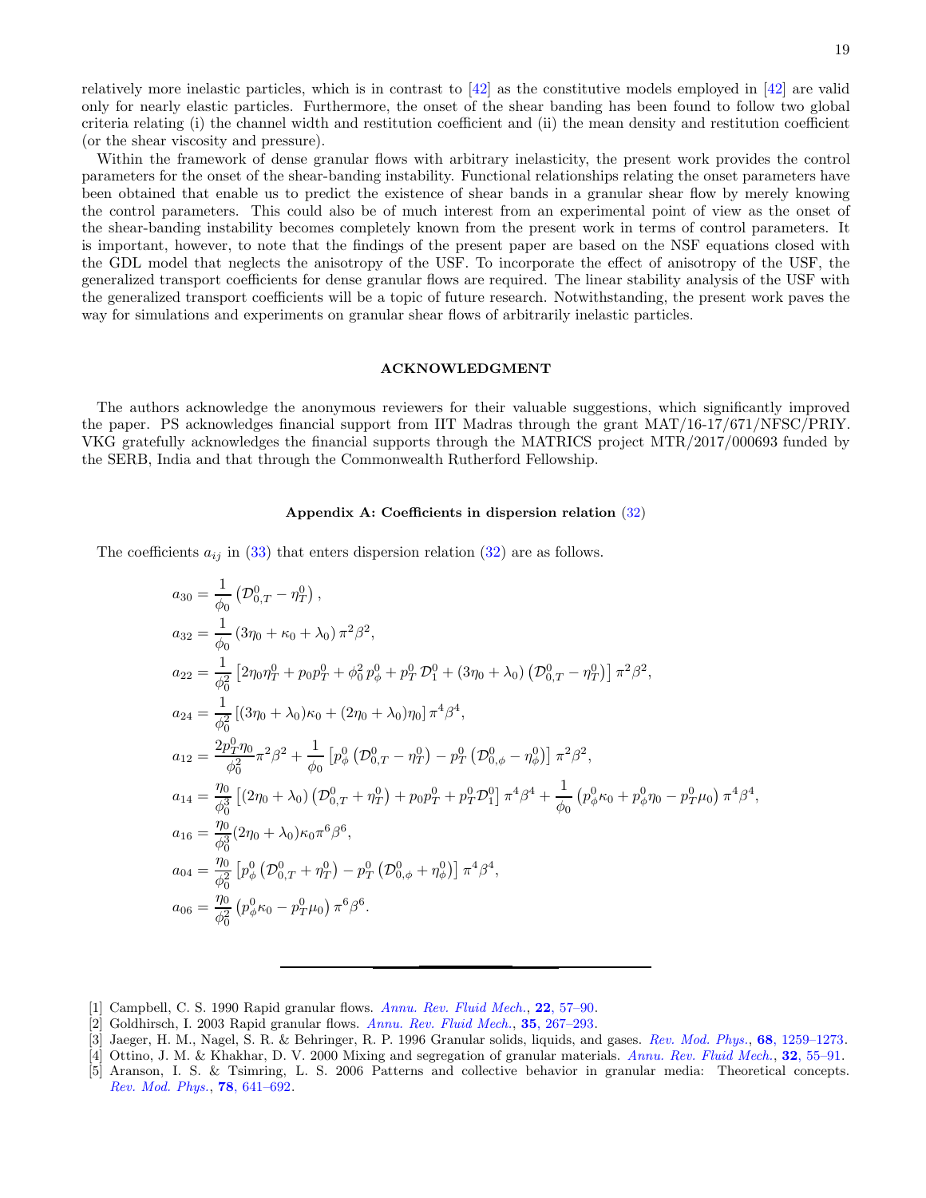relatively more inelastic particles, which is in contrast to [42] as the constitutive models employed in [42] are valid only for nearly elastic particles. Furthermore, the onset of the shear banding has been found to follow two global criteria relating (i) the channel width and restitution coefficient and (ii) the mean density and restitution coefficient (or the shear viscosity and pressure).

Within the framework of dense granular flows with arbitrary inelasticity, the present work provides the control parameters for the onset of the shear-banding instability. Functional relationships relating the onset parameters have been obtained that enable us to predict the existence of shear bands in a granular shear flow by merely knowing the control parameters. This could also be of much interest from an experimental point of view as the onset of the shear-banding instability becomes completely known from the present work in terms of control parameters. It is important, however, to note that the findings of the present paper are based on the NSF equations closed with the GDL model that neglects the anisotropy of the USF. To incorporate the effect of anisotropy of the USF, the generalized transport coefficients for dense granular flows are required. The linear stability analysis of the USF with the generalized transport coefficients will be a topic of future research. Notwithstanding, the present work paves the way for simulations and experiments on granular shear flows of arbitrarily inelastic particles.

## ACKNOWLEDGMENT

The authors acknowledge the anonymous reviewers for their valuable suggestions, which significantly improved the paper. PS acknowledges financial support from IIT Madras through the grant MAT/16-17/671/NFSC/PRIY. VKG gratefully acknowledges the financial supports through the MATRICS project MTR/2017/000693 funded by the SERB, India and that through the Commonwealth Rutherford Fellowship.

## Appendix A: Coefficients in dispersion relation (32)

The coefficients $a_{ij}$ in (33) that enters dispersion relation (32) are as follows.

$$
\begin{aligned}
a_{30} &= \frac{1}{\phi_0}\left(\mathcal{D}^0_{0,T} - \eta^0_T\right),\\
a_{32} &= \frac{1}{\phi_0}\left(3\eta_0 + \kappa_0 + \lambda_0\right)\pi^2\beta^2,\\
a_{22} &= \frac{1}{\phi_0^2}\left[2\eta_0\eta^0_T + p_0 p^0_T + \phi_0^2 p^0_\phi + p^0_T\,\mathcal{D}^0_1 + (3\eta_0+\lambda_0)\left(\mathcal{D}^0_{0,T} - \eta^0_T\right)\right]\pi^2\beta^2,\\
a_{24} &= \frac{1}{\phi_0^2}\left[(3\eta_0+\lambda_0)\kappa_0 + (2\eta_0+\lambda_0)\eta_0\right]\pi^4\beta^4,\\
a_{12} &= \frac{2p^0_T\eta_0}{\phi_0^2}\pi^2\beta^2 + \frac{1}{\phi_0}\left[p^0_\phi\left(\mathcal{D}^0_{0,T} - \eta^0_T\right) - p^0_T\left(\mathcal{D}^0_{0,\phi} - \eta^0_\phi\right)\right]\pi^2\beta^2,\\
a_{14} &= \frac{\eta_0}{\phi_0^3}\left[(2\eta_0+\lambda_0)\left(\mathcal{D}^0_{0,T} + \eta^0_T\right) + p_0 p^0_T + p^0_T\mathcal{D}^0_1\right]\pi^4\beta^4 + \frac{1}{\phi_0}\left(p^0_\phi\kappa_0 + p^0_\phi\eta_0 - p^0_T\mu_0\right)\pi^4\beta^4,\\
a_{16} &= \frac{\eta_0}{\phi_0^3}(2\eta_0+\lambda_0)\kappa_0\pi^6\beta^6,\\
a_{04} &= \frac{\eta_0}{\phi_0^2}\left[p^0_\phi\left(\mathcal{D}^0_{0,T} + \eta^0_T\right) - p^0_T\left(\mathcal{D}^0_{0,\phi} + \eta^0_\phi\right)\right]\pi^4\beta^4,\\
a_{06} &= \frac{\eta_0}{\phi_0^2}\left(p^0_\phi\kappa_0 - p^0_T\mu_0\right)\pi^6\beta^6.
\end{aligned}
$$

---

[1] Campbell, C. S. 1990 Rapid granular flows. *Annu. Rev. Fluid Mech.*, **22**, 57–90.

[2] Goldhirsch, I. 2003 Rapid granular flows. *Annu. Rev. Fluid Mech.*, **35**, 267–293.

[3] Jaeger, H. M., Nagel, S. R. & Behringer, R. P. 1996 Granular solids, liquids, and gases. *Rev. Mod. Phys.*, **68**, 1259–1273.

[4] Ottino, J. M. & Khakhar, D. V. 2000 Mixing and segregation of granular materials. *Annu. Rev. Fluid Mech.*, **32**, 55–91.

[5] Aranson, I. S. & Tsimring, L. S. 2006 Patterns and collective behavior in granular media: Theoretical concepts. *Rev. Mod. Phys.*, **78**, 641–692.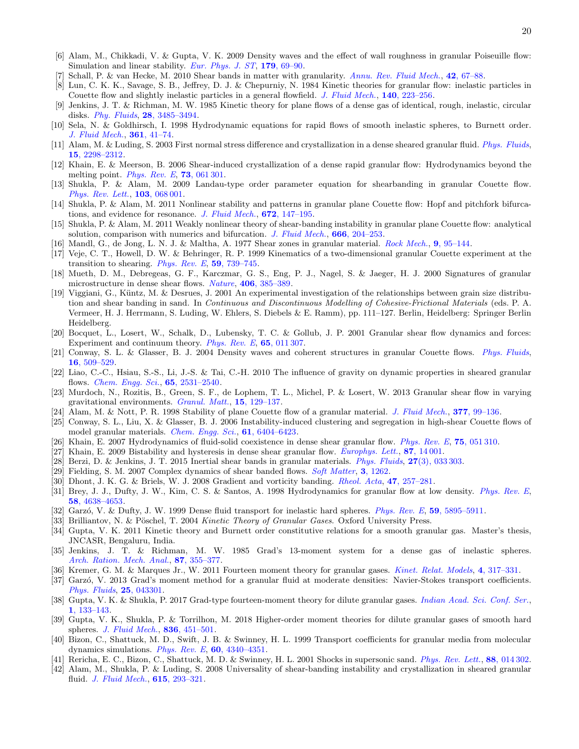[6] Alam, M., Chikkadi, V. & Gupta, V. K. 2009 Density waves and the effect of wall roughness in granular Poiseuille flow: Simulation and linear stability. *Eur. Phys. J. ST*, **179**, 69–90.

[7] Schall, P. & van Hecke, M. 2010 Shear bands in matter with granularity. *Annu. Rev. Fluid Mech.*, **42**, 67–88.

[8] Lun, C. K. K., Savage, S. B., Jeffrey, D. J. & Chepurniy, N. 1984 Kinetic theories for granular flow: inelastic particles in Couette flow and slightly inelastic particles in a general flowfield. *J. Fluid Mech.*, **140**, 223–256.

[9] Jenkins, J. T. & Richman, M. W. 1985 Kinetic theory for plane flows of a dense gas of identical, rough, inelastic, circular disks. *Phy. Fluids*, **28**, 3485–3494.

[10] Sela, N. & Goldhirsch, I. 1998 Hydrodynamic equations for rapid flows of smooth inelastic spheres, to Burnett order. *J. Fluid Mech.*, **361**, 41–74.

[11] Alam, M. & Luding, S. 2003 First normal stress difference and crystallization in a dense sheared granular fluid. *Phys. Fluids*, **15**, 2298–2312.

[12] Khain, E. & Meerson, B. 2006 Shear-induced crystallization of a dense rapid granular flow: Hydrodynamics beyond the melting point. *Phys. Rev. E*, **73**, 061 301.

[13] Shukla, P. & Alam, M. 2009 Landau-type order parameter equation for shearbanding in granular Couette flow. *Phys. Rev. Lett.*, **103**, 068 001.

[14] Shukla, P. & Alam, M. 2011 Nonlinear stability and patterns in granular plane Couette flow: Hopf and pitchfork bifurcations, and evidence for resonance. *J. Fluid Mech.*, **672**, 147–195.

[15] Shukla, P. & Alam, M. 2011 Weakly nonlinear theory of shear-banding instability in granular plane Couette flow: analytical solution, comparison with numerics and bifurcation. *J. Fluid Mech.*, **666**, 204–253.

[16] Mandl, G., de Jong, L. N. J. & Maltha, A. 1977 Shear zones in granular material. *Rock Mech.*, **9**, 95–144.

[17] Veje, C. T., Howell, D. W. & Behringer, R. P. 1999 Kinematics of a two-dimensional granular Couette experiment at the transition to shearing. *Phys. Rev. E*, **59**, 739–745.

[18] Mueth, D. M., Debregeas, G. F., Karczmar, G. S., Eng, P. J., Nagel, S. & Jaeger, H. J. 2000 Signatures of granular microstructure in dense shear flows. *Nature*, **406**, 385–389.

[19] Viggiani, G., Küntz, M. & Desrues, J. 2001 An experimental investigation of the relationships between grain size distribution and shear banding in sand. In *Continuous and Discontinuous Modelling of Cohesive-Frictional Materials* (eds. P. A. Vermeer, H. J. Herrmann, S. Luding, W. Ehlers, S. Diebels & E. Ramm), pp. 111–127. Berlin, Heidelberg: Springer Berlin Heidelberg.

[20] Bocquet, L., Losert, W., Schalk, D., Lubensky, T. C. & Gollub, J. P. 2001 Granular shear flow dynamics and forces: Experiment and continuum theory. *Phys. Rev. E*, **65**, 011 307.

[21] Conway, S. L. & Glasser, B. J. 2004 Density waves and coherent structures in granular Couette flows. *Phys. Fluids*, **16**, 509–529.

[22] Liao, C.-C., Hsiau, S.-S., Li, J.-S. & Tai, C.-H. 2010 The influence of gravity on dynamic properties in sheared granular flows. *Chem. Engg. Sci.*, **65**, 2531–2540.

[23] Murdoch, N., Rozitis, B., Green, S. F., de Lophem, T. L., Michel, P. & Losert, W. 2013 Granular shear flow in varying gravitational environments. *Granul. Matt.*, **15**, 129–137.

[24] Alam, M. & Nott, P. R. 1998 Stability of plane Couette flow of a granular material. *J. Fluid Mech.*, **377**, 99–136.

[25] Conway, S. L., Liu, X. & Glasser, B. J. 2006 Instability-induced clustering and segregation in high-shear Couette flows of model granular materials. *Chem. Engg. Sci.*, **61**, 6404–6423.

[26] Khain, E. 2007 Hydrodynamics of fluid-solid coexistence in dense shear granular flow. *Phys. Rev. E*, **75**, 051 310.

[27] Khain, E. 2009 Bistability and hysteresis in dense shear granular flow. *Europhys. Lett.*, **87**, 14 001.

[28] Berzi, D. & Jenkins, J. T. 2015 Inertial shear bands in granular materials. *Phys. Fluids*, **27**(3), 033 303.

[29] Fielding, S. M. 2007 Complex dynamics of shear banded flows. *Soft Matter*, **3**, 1262.

[30] Dhont, J. K. G. & Briels, W. J. 2008 Gradient and vorticity banding. *Rheol. Acta*, **47**, 257–281.

[31] Brey, J. J., Dufty, J. W., Kim, C. S. & Santos, A. 1998 Hydrodynamics for granular flow at low density. *Phys. Rev. E*, **58**, 4638–4653.

[32] Garzó, V. & Dufty, J. W. 1999 Dense fluid transport for inelastic hard spheres. *Phys. Rev. E*, **59**, 5895–5911.

[33] Brilliantov, N. & Pöschel, T. 2004 *Kinetic Theory of Granular Gases*. Oxford University Press.

[34] Gupta, V. K. 2011 Kinetic theory and Burnett order constitutive relations for a smooth granular gas. Master's thesis, JNCASR, Bengaluru, India.

[35] Jenkins, J. T. & Richman, M. W. 1985 Grad's 13-moment system for a dense gas of inelastic spheres. *Arch. Ration. Mech. Anal.*, **87**, 355–377.

[36] Kremer, G. M. & Marques Jr., W. 2011 Fourteen moment theory for granular gases. *Kinet. Relat. Models*, **4**, 317–331.

[37] Garzó, V. 2013 Grad's moment method for a granular fluid at moderate densities: Navier-Stokes transport coefficients. *Phys. Fluids*, **25**, 043301.

[38] Gupta, V. K. & Shukla, P. 2017 Grad-type fourteen-moment theory for dilute granular gases. *Indian Acad. Sci. Conf. Ser.*, **1**, 133–143.

[39] Gupta, V. K., Shukla, P. & Torrilhon, M. 2018 Higher-order moment theories for dilute granular gases of smooth hard spheres. *J. Fluid Mech.*, **836**, 451–501.

[40] Bizon, C., Shattuck, M. D., Swift, J. B. & Swinney, H. L. 1999 Transport coefficients for granular media from molecular dynamics simulations. *Phys. Rev. E*, **60**, 4340–4351.

[41] Rericha, E. C., Bizon, C., Shattuck, M. D. & Swinney, H. L. 2001 Shocks in supersonic sand. *Phys. Rev. Lett.*, **88**, 014 302.

[42] Alam, M., Shukla, P. & Luding, S. 2008 Universality of shear-banding instability and crystallization in sheared granular fluid. *J. Fluid Mech.*, **615**, 293–321.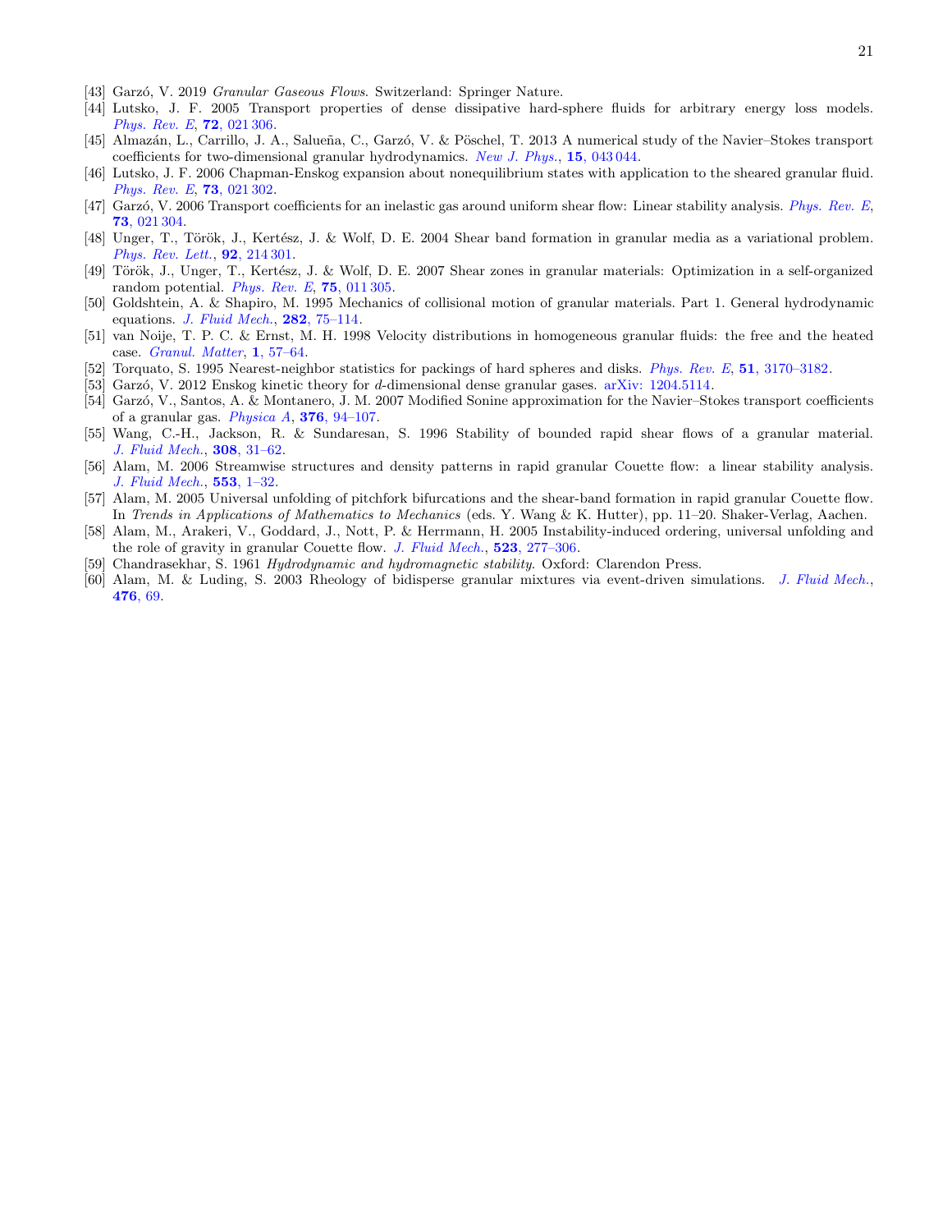[43] Garzó, V. 2019 *Granular Gaseous Flows*. Switzerland: Springer Nature.

[44] Lutsko, J. F. 2005 Transport properties of dense dissipative hard-sphere fluids for arbitrary energy loss models. *Phys. Rev. E*, **72**, 021 306.

[45] Almazán, L., Carrillo, J. A., Salueña, C., Garzó, V. & Pöschel, T. 2013 A numerical study of the Navier–Stokes transport coefficients for two-dimensional granular hydrodynamics. *New J. Phys.*, **15**, 043 044.

[46] Lutsko, J. F. 2006 Chapman-Enskog expansion about nonequilibrium states with application to the sheared granular fluid. *Phys. Rev. E*, **73**, 021 302.

[47] Garzó, V. 2006 Transport coefficients for an inelastic gas around uniform shear flow: Linear stability analysis. *Phys. Rev. E*, **73**, 021 304.

[48] Unger, T., Török, J., Kertész, J. & Wolf, D. E. 2004 Shear band formation in granular media as a variational problem. *Phys. Rev. Lett.*, **92**, 214 301.

[49] Török, J., Unger, T., Kertész, J. & Wolf, D. E. 2007 Shear zones in granular materials: Optimization in a self-organized random potential. *Phys. Rev. E*, **75**, 011 305.

[50] Goldshtein, A. & Shapiro, M. 1995 Mechanics of collisional motion of granular materials. Part 1. General hydrodynamic equations. *J. Fluid Mech.*, **282**, 75–114.

[51] van Noije, T. P. C. & Ernst, M. H. 1998 Velocity distributions in homogeneous granular fluids: the free and the heated case. *Granul. Matter*, **1**, 57–64.

[52] Torquato, S. 1995 Nearest-neighbor statistics for packings of hard spheres and disks. *Phys. Rev. E*, **51**, 3170–3182.

[53] Garzó, V. 2012 Enskog kinetic theory for *d*-dimensional dense granular gases. arXiv: 1204.5114.

[54] Garzó, V., Santos, A. & Montanero, J. M. 2007 Modified Sonine approximation for the Navier–Stokes transport coefficients of a granular gas. *Physica A*, **376**, 94–107.

[55] Wang, C.-H., Jackson, R. & Sundaresan, S. 1996 Stability of bounded rapid shear flows of a granular material. *J. Fluid Mech.*, **308**, 31–62.

[56] Alam, M. 2006 Streamwise structures and density patterns in rapid granular Couette flow: a linear stability analysis. *J. Fluid Mech.*, **553**, 1–32.

[57] Alam, M. 2005 Universal unfolding of pitchfork bifurcations and the shear-band formation in rapid granular Couette flow. In *Trends in Applications of Mathematics to Mechanics* (eds. Y. Wang & K. Hutter), pp. 11–20. Shaker-Verlag, Aachen.

[58] Alam, M., Arakeri, V., Goddard, J., Nott, P. & Herrmann, H. 2005 Instability-induced ordering, universal unfolding and the role of gravity in granular Couette flow. *J. Fluid Mech.*, **523**, 277–306.

[59] Chandrasekhar, S. 1961 *Hydrodynamic and hydromagnetic stability*. Oxford: Clarendon Press.

[60] Alam, M. & Luding, S. 2003 Rheology of bidisperse granular mixtures via event-driven simulations. *J. Fluid Mech.*, **476**, 69.